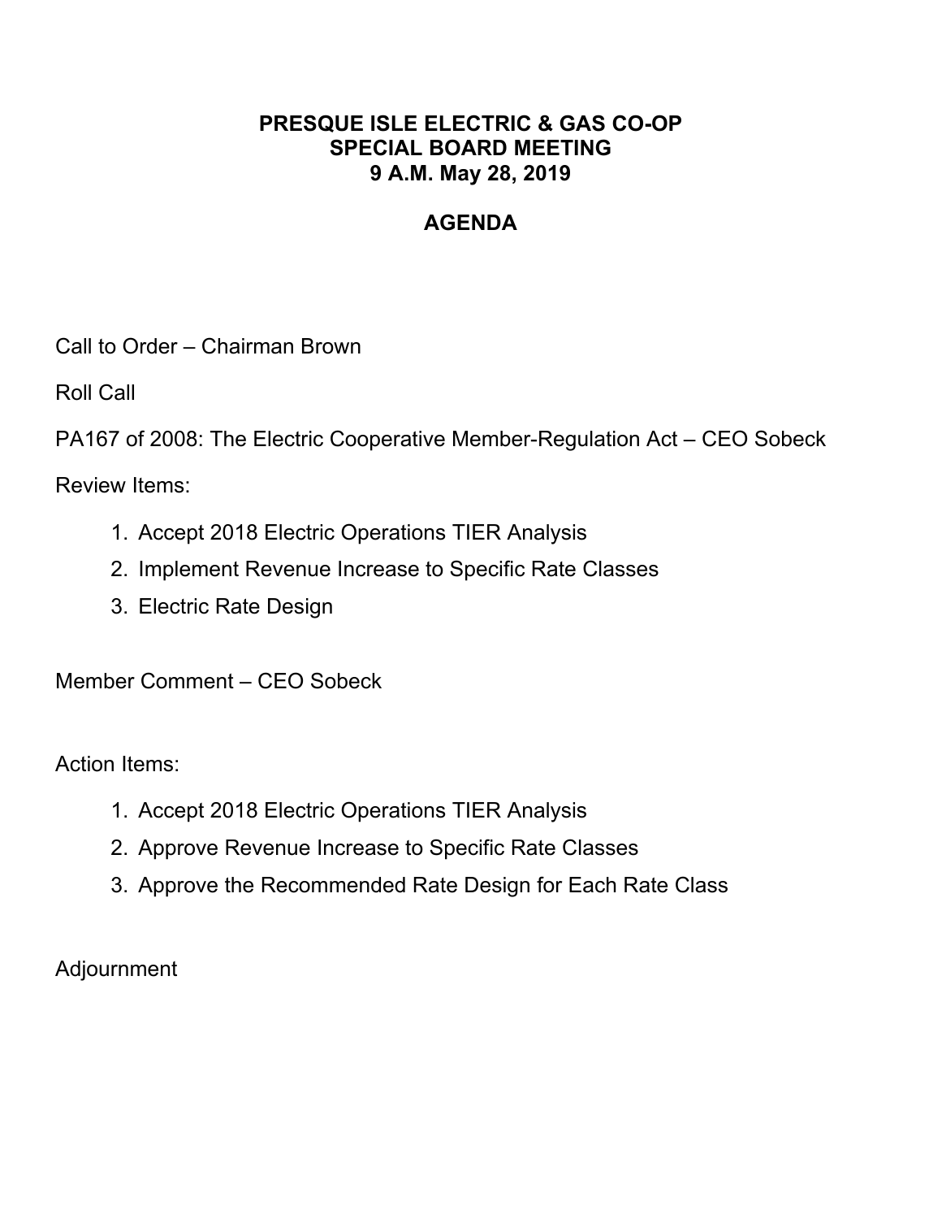# PRESQUE ISLE ELECTRIC & GAS CO-OP
# SPECIAL BOARD MEETING
# 9 A.M. May 28, 2019

## AGENDA

Call to Order – Chairman Brown

Roll Call

PA167 of 2008: The Electric Cooperative Member-Regulation Act – CEO Sobeck

Review Items:

1. Accept 2018 Electric Operations TIER Analysis
2. Implement Revenue Increase to Specific Rate Classes
3. Electric Rate Design

Member Comment – CEO Sobeck

Action Items:

1. Accept 2018 Electric Operations TIER Analysis
2. Approve Revenue Increase to Specific Rate Classes
3. Approve the Recommended Rate Design for Each Rate Class

Adjournment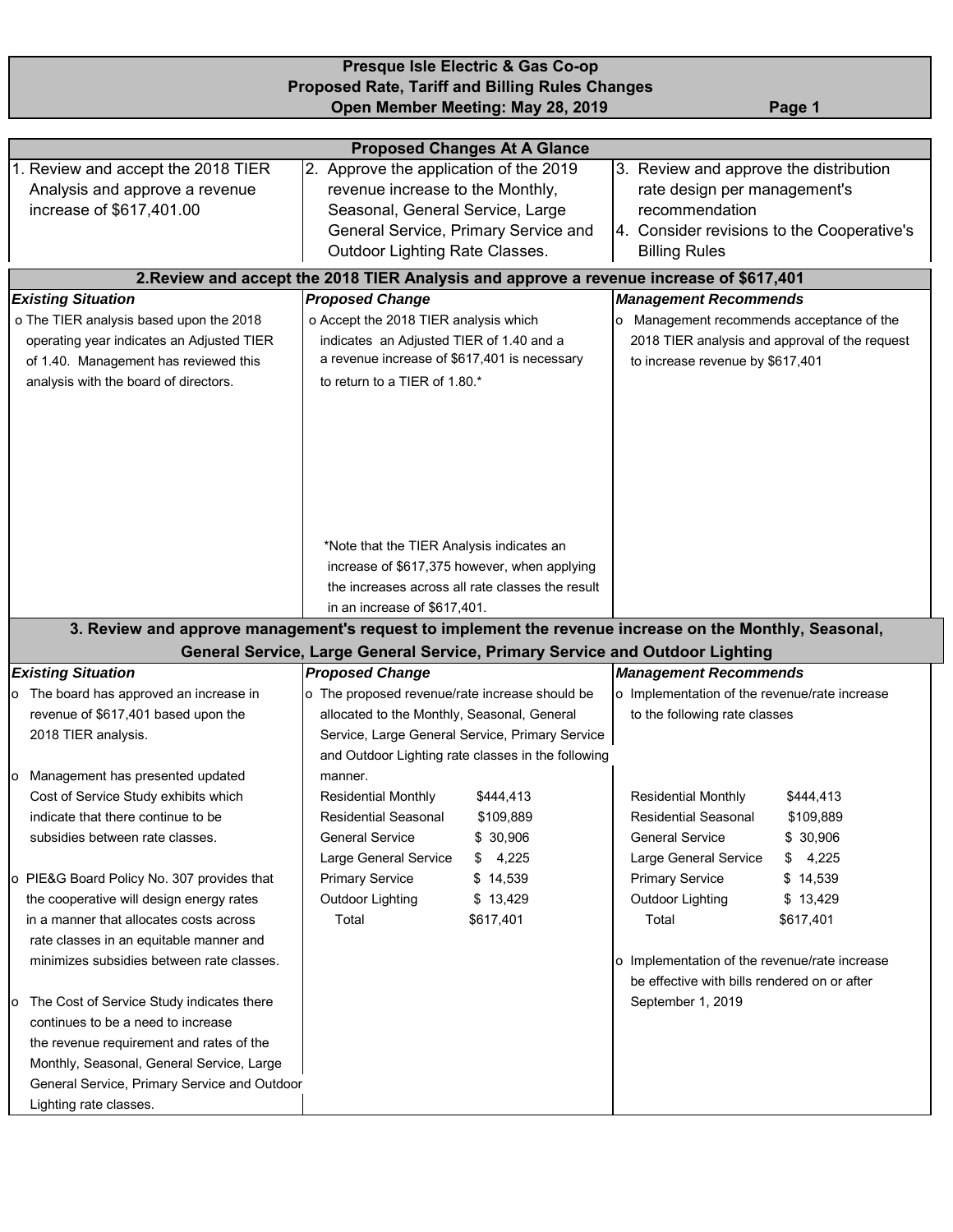# Presque Isle Electric & Gas Co-op
## Proposed Rate, Tariff and Billing Rules Changes
### Open Member Meeting: May 28, 2019

| Proposed Changes At A Glance | | |
|---|---|---|
| 1. Review and accept the 2018 TIER Analysis and approve a revenue increase of $617,401.00 | 2. Approve the application of the 2019 revenue increase to the Monthly, Seasonal, General Service, Large General Service, Primary Service and Outdoor Lighting Rate Classes. | 3. Review and approve the distribution rate design per management's recommendation<br>4. Consider revisions to the Cooperative's Billing Rules |

### 2. Review and accept the 2018 TIER Analysis and approve a revenue increase of $617,401

| *Existing Situation* | *Proposed Change* | *Management Recommends* |
|---|---|---|
| o The TIER analysis based upon the 2018 operating year indicates an Adjusted TIER of 1.40. Management has reviewed this analysis with the board of directors. | o Accept the 2018 TIER analysis which indicates an Adjusted TIER of 1.40 and a a revenue increase of $617,401 is necessary to return to a TIER of 1.80.*<br><br>*Note that the TIER Analysis indicates an increase of $617,375 however, when applying the increases across all rate classes the result in an increase of $617,401. | o Management recommends acceptance of the 2018 TIER analysis and approval of the request to increase revenue by $617,401 |

### 3. Review and approve management's request to implement the revenue increase on the Monthly, Seasonal, General Service, Large General Service, Primary Service and Outdoor Lighting

| *Existing Situation* | *Proposed Change* | *Management Recommends* |
|---|---|---|
| o The board has approved an increase in revenue of $617,401 based upon the 2018 TIER analysis.<br><br>o Management has presented updated Cost of Service Study exhibits which indicate that there continue to be subsidies between rate classes.<br><br>o PIE&G Board Policy No. 307 provides that the cooperative will design energy rates in a manner that allocates costs across rate classes in an equitable manner and minimizes subsidies between rate classes.<br><br>o The Cost of Service Study indicates there continues to be a need to increase the revenue requirement and rates of the Monthly, Seasonal, General Service, Large General Service, Primary Service and Outdoor Lighting rate classes. | o The proposed revenue/rate increase should be allocated to the Monthly, Seasonal, General Service, Large General Service, Primary Service and Outdoor Lighting rate classes in the following manner.<br>Residential Monthly $444,413<br>Residential Seasonal $109,889<br>General Service $ 30,906<br>Large General Service $ 4,225<br>Primary Service $ 14,539<br>Outdoor Lighting $ 13,429<br>Total $617,401 | o Implementation of the revenue/rate increase to the following rate classes<br>Residential Monthly $444,413<br>Residential Seasonal $109,889<br>General Service $ 30,906<br>Large General Service $ 4,225<br>Primary Service $ 14,539<br>Outdoor Lighting $ 13,429<br>Total $617,401<br><br>o Implementation of the revenue/rate increase be effective with bills rendered on or after September 1, 2019 |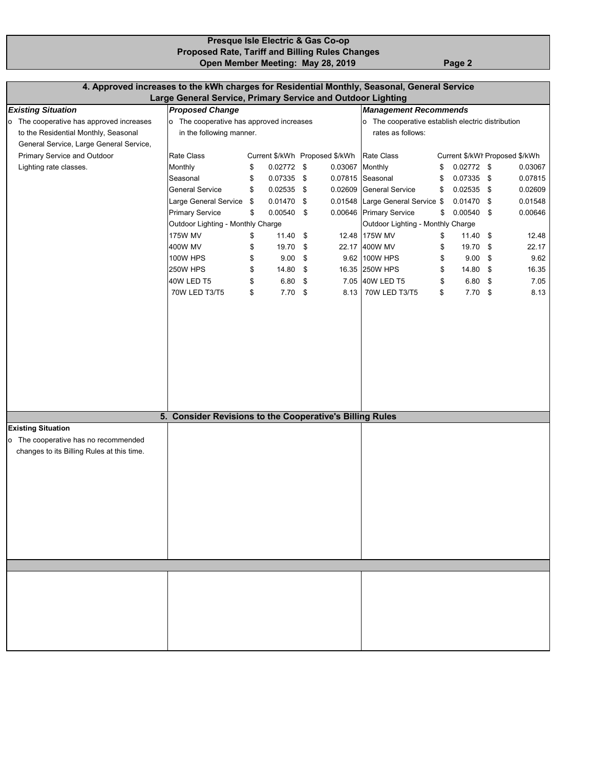# Presque Isle Electric & Gas Co-op
## Proposed Rate, Tariff and Billing Rules Changes
## Open Member Meeting: May 28, 2019

### 4. Approved increases to the kWh charges for Residential Monthly, Seasonal, General Service Large General Service, Primary Service and Outdoor Lighting

***Existing Situation***

- The cooperative has approved increases to the Residential Monthly, Seasonal General Service, Large General Service, Primary Service and Outdoor Lighting rate classes.

***Proposed Change***

- The cooperative has approved increases in the following manner.

| Rate Class | Current $/kWh | Proposed $/kWh |
|---|---|---|
| Monthly | $ 0.02772 | $ 0.03067 |
| Seasonal | $ 0.07335 | $ 0.07815 |
| General Service | $ 0.02535 | $ 0.02609 |
| Large General Service | $ 0.01470 | $ 0.01548 |
| Primary Service | $ 0.00540 | $ 0.00646 |
| Outdoor Lighting - Monthly Charge | | |
| 175W MV | $ 11.40 | $ 12.48 |
| 400W MV | $ 19.70 | $ 22.17 |
| 100W HPS | $ 9.00 | $ 9.62 |
| 250W HPS | $ 14.80 | $ 16.35 |
| 40W LED T5 | $ 6.80 | $ 7.05 |
| 70W LED T3/T5 | $ 7.70 | $ 8.13 |

***Management Recommends***

- The cooperative establish electric distribution rates as follows:

| Rate Class | Current $/kWh | Proposed $/kWh |
|---|---|---|
| Monthly | $ 0.02772 | $ 0.03067 |
| Seasonal | $ 0.07335 | $ 0.07815 |
| General Service | $ 0.02535 | $ 0.02609 |
| Large General Service | $ 0.01470 | $ 0.01548 |
| Primary Service | $ 0.00540 | $ 0.00646 |
| Outdoor Lighting - Monthly Charge | | |
| 175W MV | $ 11.40 | $ 12.48 |
| 400W MV | $ 19.70 | $ 22.17 |
| 100W HPS | $ 9.00 | $ 9.62 |
| 250W HPS | $ 14.80 | $ 16.35 |
| 40W LED T5 | $ 6.80 | $ 7.05 |
| 70W LED T3/T5 | $ 7.70 | $ 8.13 |

### 5. Consider Revisions to the Cooperative's Billing Rules

**Existing Situation**

- The cooperative has no recommended changes to its Billing Rules at this time.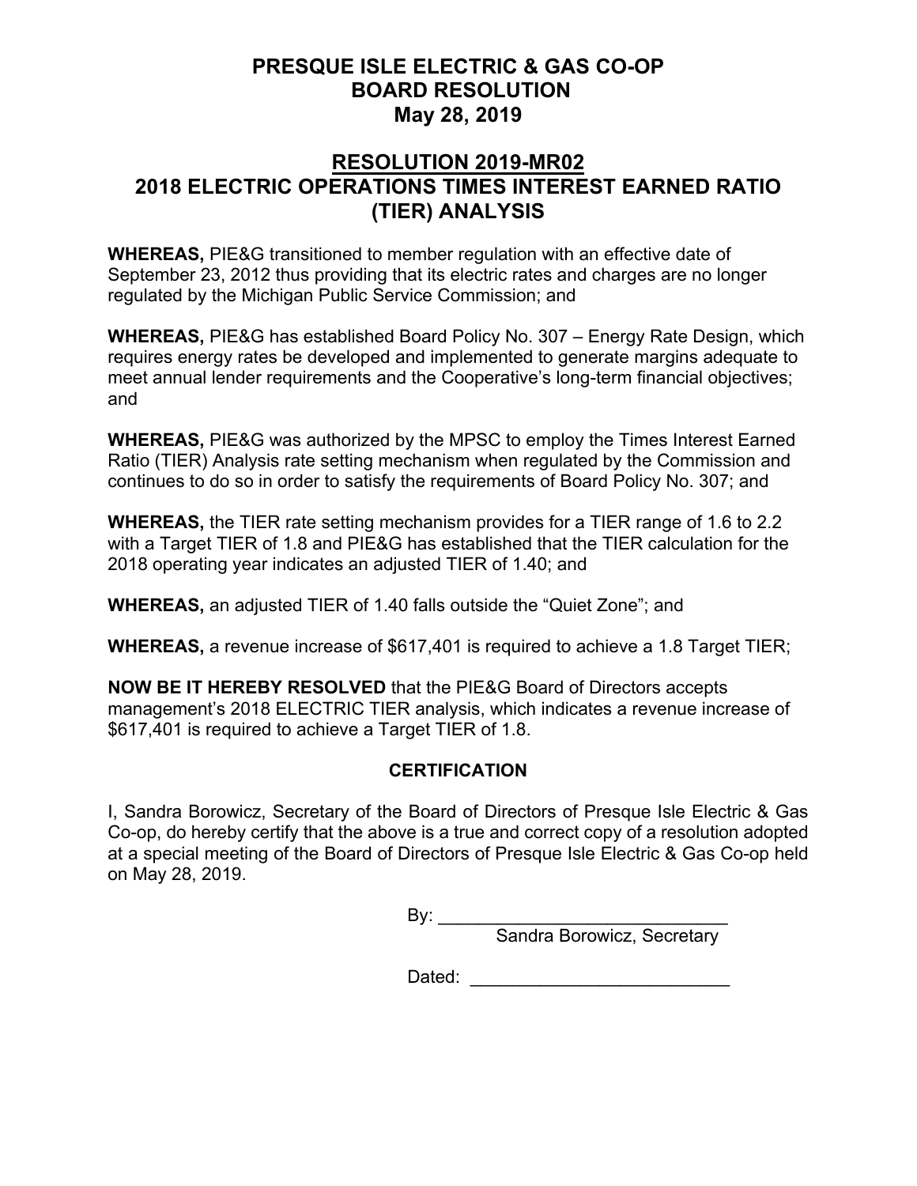# PRESQUE ISLE ELECTRIC & GAS CO-OP
# BOARD RESOLUTION
# May 28, 2019

## RESOLUTION 2019-MR02
## 2018 ELECTRIC OPERATIONS TIMES INTEREST EARNED RATIO (TIER) ANALYSIS

**WHEREAS,** PIE&G transitioned to member regulation with an effective date of September 23, 2012 thus providing that its electric rates and charges are no longer regulated by the Michigan Public Service Commission; and

**WHEREAS,** PIE&G has established Board Policy No. 307 – Energy Rate Design, which requires energy rates be developed and implemented to generate margins adequate to meet annual lender requirements and the Cooperative's long-term financial objectives; and

**WHEREAS,** PIE&G was authorized by the MPSC to employ the Times Interest Earned Ratio (TIER) Analysis rate setting mechanism when regulated by the Commission and continues to do so in order to satisfy the requirements of Board Policy No. 307; and

**WHEREAS,** the TIER rate setting mechanism provides for a TIER range of 1.6 to 2.2 with a Target TIER of 1.8 and PIE&G has established that the TIER calculation for the 2018 operating year indicates an adjusted TIER of 1.40; and

**WHEREAS,** an adjusted TIER of 1.40 falls outside the "Quiet Zone"; and

**WHEREAS,** a revenue increase of $617,401 is required to achieve a 1.8 Target TIER;

**NOW BE IT HEREBY RESOLVED** that the PIE&G Board of Directors accepts management's 2018 ELECTRIC TIER analysis, which indicates a revenue increase of $617,401 is required to achieve a Target TIER of 1.8.

**CERTIFICATION**

I, Sandra Borowicz, Secretary of the Board of Directors of Presque Isle Electric & Gas Co-op, do hereby certify that the above is a true and correct copy of a resolution adopted at a special meeting of the Board of Directors of Presque Isle Electric & Gas Co-op held on May 28, 2019.

By: ______________________________
Sandra Borowicz, Secretary

Dated: __________________________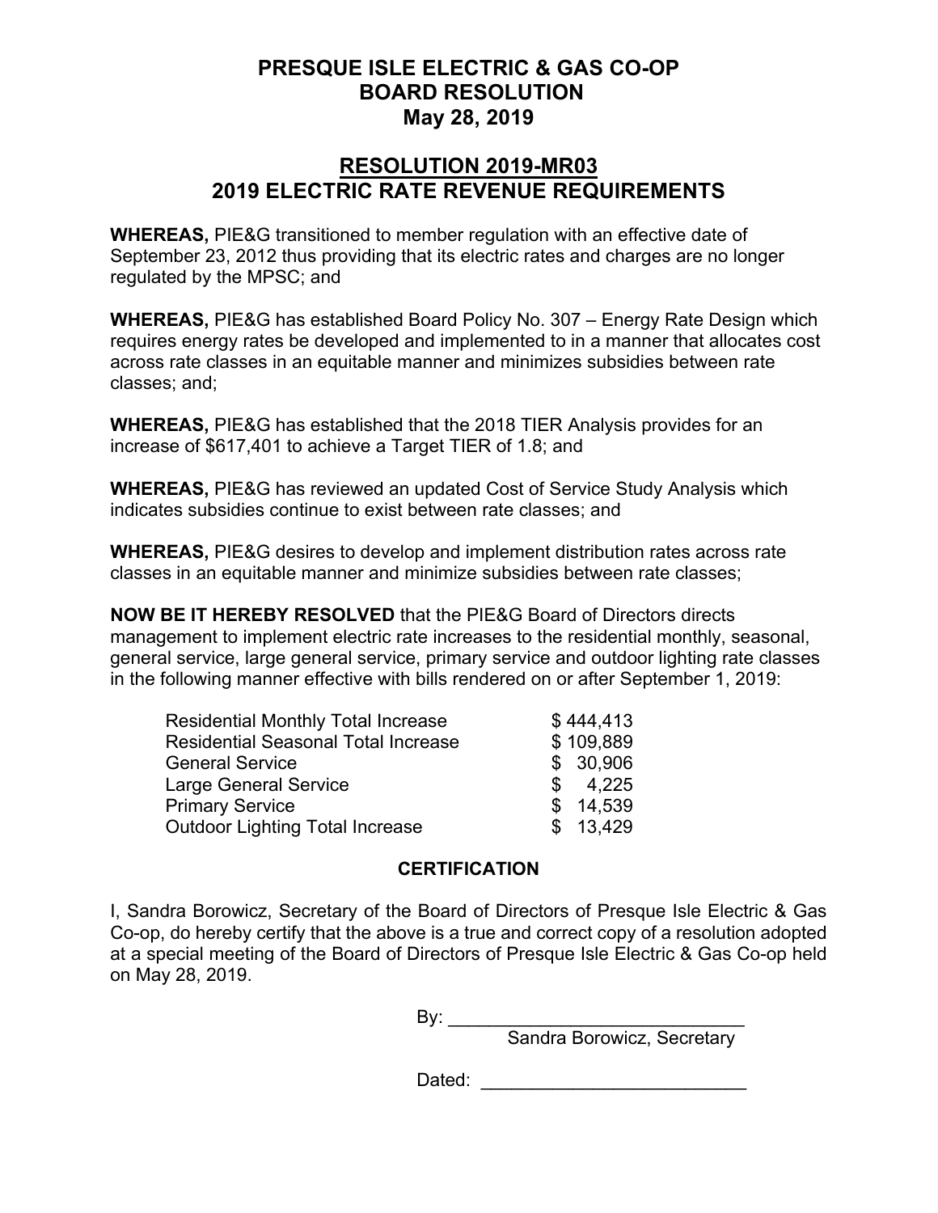# PRESQUE ISLE ELECTRIC & GAS CO-OP
# BOARD RESOLUTION
# May 28, 2019

## RESOLUTION 2019-MR03
## 2019 ELECTRIC RATE REVENUE REQUIREMENTS

**WHEREAS,** PIE&G transitioned to member regulation with an effective date of September 23, 2012 thus providing that its electric rates and charges are no longer regulated by the MPSC; and

**WHEREAS,** PIE&G has established Board Policy No. 307 – Energy Rate Design which requires energy rates be developed and implemented to in a manner that allocates cost across rate classes in an equitable manner and minimizes subsidies between rate classes; and;

**WHEREAS,** PIE&G has established that the 2018 TIER Analysis provides for an increase of $617,401 to achieve a Target TIER of 1.8; and

**WHEREAS,** PIE&G has reviewed an updated Cost of Service Study Analysis which indicates subsidies continue to exist between rate classes; and

**WHEREAS,** PIE&G desires to develop and implement distribution rates across rate classes in an equitable manner and minimize subsidies between rate classes;

**NOW BE IT HEREBY RESOLVED** that the PIE&G Board of Directors directs management to implement electric rate increases to the residential monthly, seasonal, general service, large general service, primary service and outdoor lighting rate classes in the following manner effective with bills rendered on or after September 1, 2019:

| | |
|---|---|
| Residential Monthly Total Increase | $ 444,413 |
| Residential Seasonal Total Increase | $ 109,889 |
| General Service | $ 30,906 |
| Large General Service | $ 4,225 |
| Primary Service | $ 14,539 |
| Outdoor Lighting Total Increase | $ 13,429 |

**CERTIFICATION**

I, Sandra Borowicz, Secretary of the Board of Directors of Presque Isle Electric & Gas Co-op, do hereby certify that the above is a true and correct copy of a resolution adopted at a special meeting of the Board of Directors of Presque Isle Electric & Gas Co-op held on May 28, 2019.

By: ______________________________
Sandra Borowicz, Secretary

Dated: ___________________________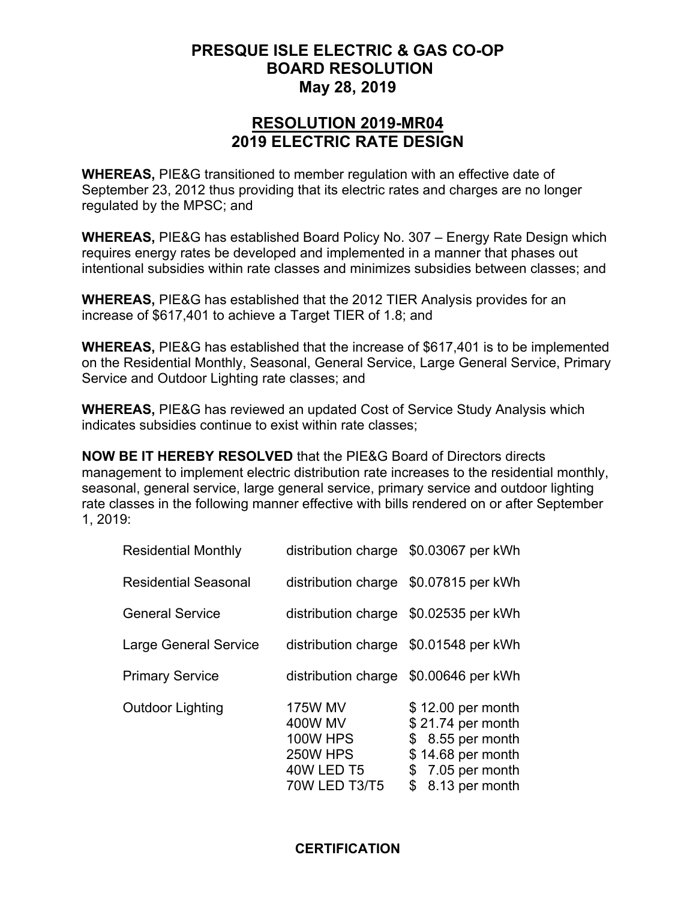# PRESQUE ISLE ELECTRIC & GAS CO-OP
# BOARD RESOLUTION
# May 28, 2019

## RESOLUTION 2019-MR04
## 2019 ELECTRIC RATE DESIGN

**WHEREAS,** PIE&G transitioned to member regulation with an effective date of September 23, 2012 thus providing that its electric rates and charges are no longer regulated by the MPSC; and

**WHEREAS,** PIE&G has established Board Policy No. 307 – Energy Rate Design which requires energy rates be developed and implemented in a manner that phases out intentional subsidies within rate classes and minimizes subsidies between classes; and

**WHEREAS,** PIE&G has established that the 2012 TIER Analysis provides for an increase of $617,401 to achieve a Target TIER of 1.8; and

**WHEREAS,** PIE&G has established that the increase of $617,401 is to be implemented on the Residential Monthly, Seasonal, General Service, Large General Service, Primary Service and Outdoor Lighting rate classes; and

**WHEREAS,** PIE&G has reviewed an updated Cost of Service Study Analysis which indicates subsidies continue to exist within rate classes;

**NOW BE IT HEREBY RESOLVED** that the PIE&G Board of Directors directs management to implement electric distribution rate increases to the residential monthly, seasonal, general service, large general service, primary service and outdoor lighting rate classes in the following manner effective with bills rendered on or after September 1, 2019:

| | | |
|---|---|---|
| Residential Monthly | distribution charge | $0.03067 per kWh |
| Residential Seasonal | distribution charge | $0.07815 per kWh |
| General Service | distribution charge | $0.02535 per kWh |
| Large General Service | distribution charge | $0.01548 per kWh |
| Primary Service | distribution charge | $0.00646 per kWh |
| Outdoor Lighting | 175W MV | $ 12.00 per month |
| | 400W MV | $ 21.74 per month |
| | 100W HPS | $ 8.55 per month |
| | 250W HPS | $ 14.68 per month |
| | 40W LED T5 | $ 7.05 per month |
| | 70W LED T3/T5 | $ 8.13 per month |

**CERTIFICATION**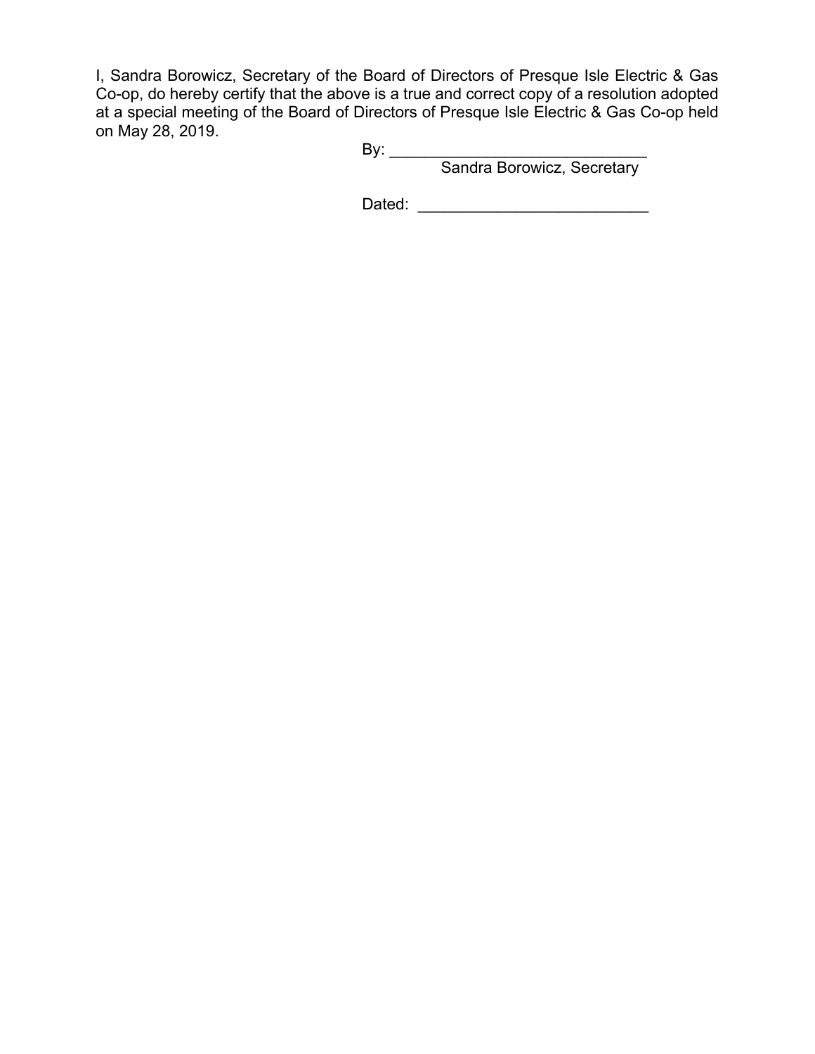I, Sandra Borowicz, Secretary of the Board of Directors of Presque Isle Electric & Gas Co-op, do hereby certify that the above is a true and correct copy of a resolution adopted at a special meeting of the Board of Directors of Presque Isle Electric & Gas Co-op held on May 28, 2019.

By: ______________________________
Sandra Borowicz, Secretary

Dated: ___________________________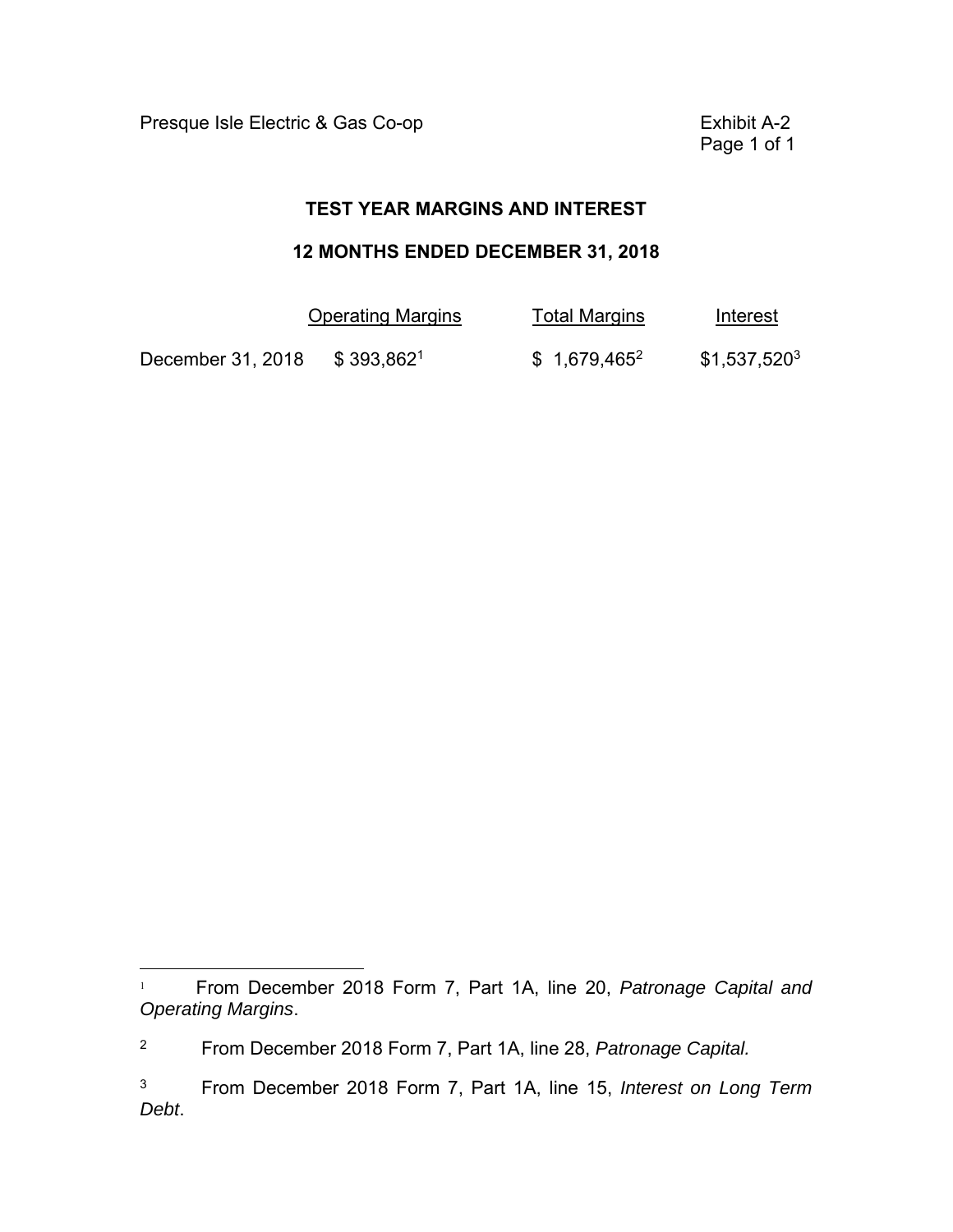Presque Isle Electric & Gas Co-op

Exhibit A-2

## TEST YEAR MARGINS AND INTEREST

## 12 MONTHS ENDED DECEMBER 31, 2018

| | Operating Margins | Total Margins | Interest |
|---|---|---|---|
| December 31, 2018 | $ 393,862[1] | $ 1,679,465[2] | $1,537,520[3] |

---

[1] From December 2018 Form 7, Part 1A, line 20, *Patronage Capital and Operating Margins*.

[2] From December 2018 Form 7, Part 1A, line 28, *Patronage Capital.*

[3] From December 2018 Form 7, Part 1A, line 15, *Interest on Long Term Debt*.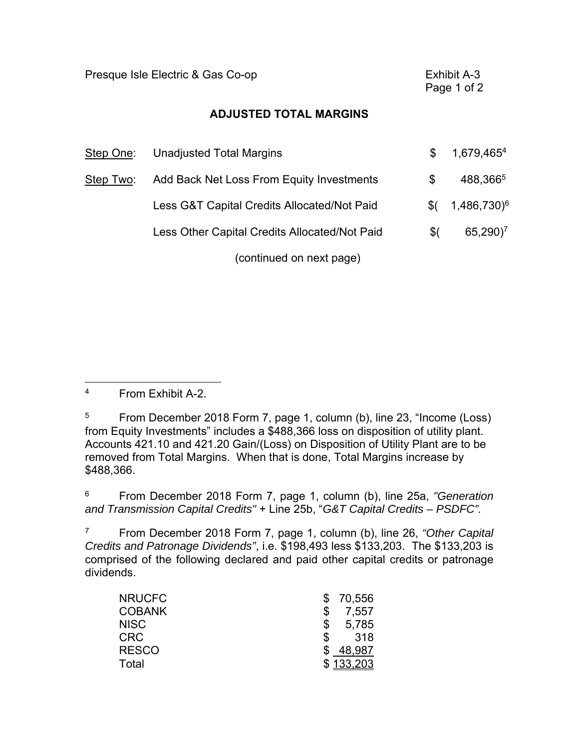Presque Isle Electric & Gas Co-op

Exhibit A-3
Page 1 of 2

## ADJUSTED TOTAL MARGINS

| | | | |
|---|---|---|---|
| Step One: | Unadjusted Total Margins | $ | 1,679,465[4] |
| Step Two: | Add Back Net Loss From Equity Investments | $ | 488,366[5] |
| | Less G&T Capital Credits Allocated/Not Paid | $( | 1,486,730)[6] |
| | Less Other Capital Credits Allocated/Not Paid | $( | 65,290)[7] |

(continued on next page)

---

[4] From Exhibit A-2.

[5] From December 2018 Form 7, page 1, column (b), line 23, "Income (Loss) from Equity Investments" includes a $488,366 loss on disposition of utility plant. Accounts 421.10 and 421.20 Gain/(Loss) on Disposition of Utility Plant are to be removed from Total Margins. When that is done, Total Margins increase by $488,366.

[6] From December 2018 Form 7, page 1, column (b), line 25a, *"Generation and Transmission Capital Credits"* + Line 25b, "*G&T Capital Credits – PSDFC".*

[7] From December 2018 Form 7, page 1, column (b), line 26, *"Other Capital Credits and Patronage Dividends"*, i.e. $198,493 less $133,203. The $133,203 is comprised of the following declared and paid other capital credits or patronage dividends.

| | |
|---|---|
| NRUCFC | $ 70,556 |
| COBANK | $ 7,557 |
| NISC | $ 5,785 |
| CRC | $ 318 |
| RESCO | $ 48,987 |
| Total | $ 133,203 |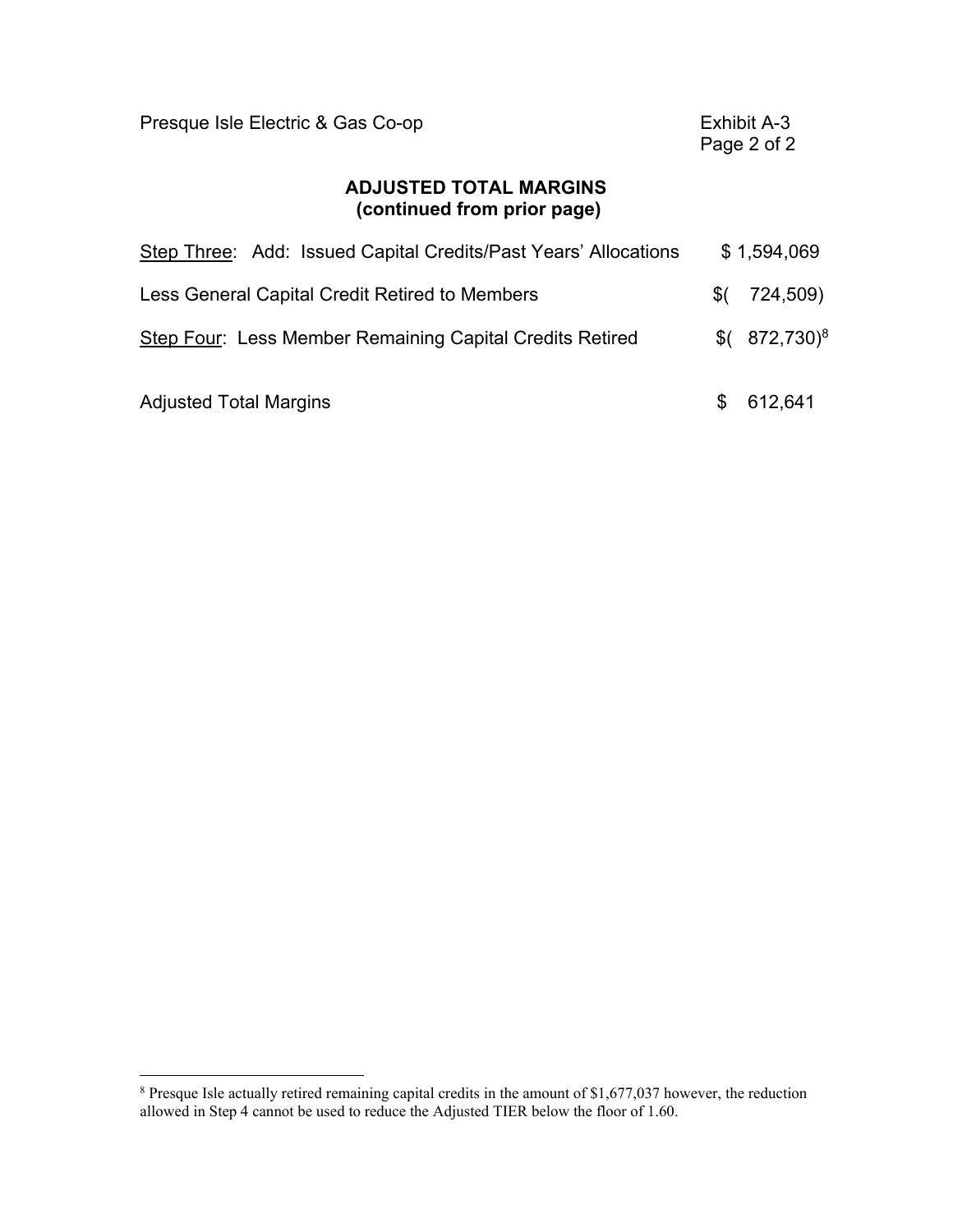Presque Isle Electric & Gas Co-op

Exhibit A-3
Page 2 of 2

## ADJUSTED TOTAL MARGINS
### (continued from prior page)

| | |
|---|---|
| Step Three: Add: Issued Capital Credits/Past Years' Allocations | $ 1,594,069 |
| Less General Capital Credit Retired to Members | $( 724,509) |
| Step Four: Less Member Remaining Capital Credits Retired | $( 872,730)[8] |
| Adjusted Total Margins | $ 612,641 |

---

[8] Presque Isle actually retired remaining capital credits in the amount of $1,677,037 however, the reduction allowed in Step 4 cannot be used to reduce the Adjusted TIER below the floor of 1.60.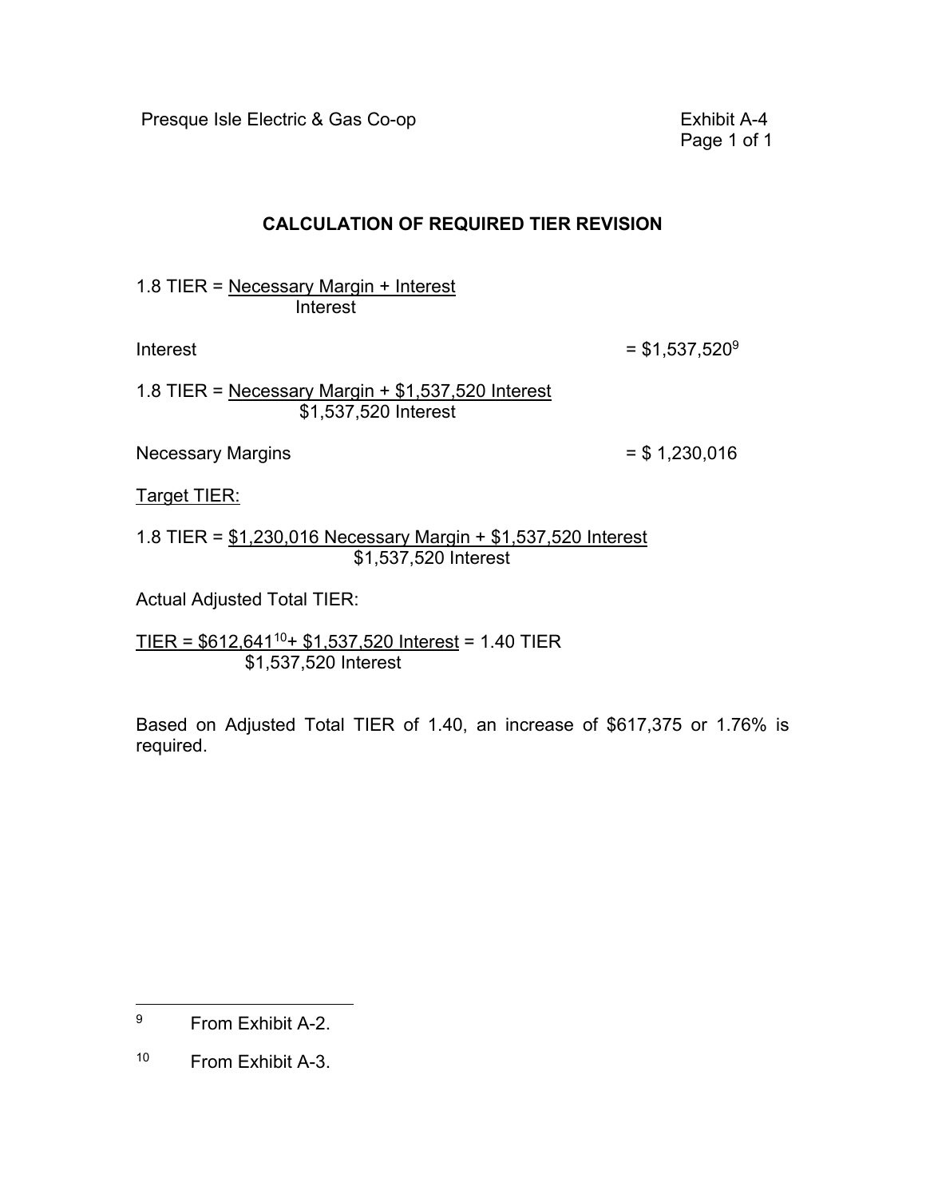Presque Isle Electric & Gas Co-op

Exhibit A-4

## CALCULATION OF REQUIRED TIER REVISION

$$1.8 \text{ TIER} = \frac{\text{Necessary Margin} + \text{Interest}}{\text{Interest}}$$

Interest = \$1,537,520[9]

$$1.8 \text{ TIER} = \frac{\text{Necessary Margin} + \$1{,}537{,}520 \text{ Interest}}{\$1{,}537{,}520 \text{ Interest}}$$

Necessary Margins = \$ 1,230,016

Target TIER:

$$1.8 \text{ TIER} = \frac{\$1{,}230{,}016 \text{ Necessary Margin} + \$1{,}537{,}520 \text{ Interest}}{\$1{,}537{,}520 \text{ Interest}}$$

Actual Adjusted Total TIER:

$$\text{TIER} = \frac{\$612{,}641^{[10]} + \$1{,}537{,}520 \text{ Interest}}{\$1{,}537{,}520 \text{ Interest}} = 1.40 \text{ TIER}$$

Based on Adjusted Total TIER of 1.40, an increase of \$617,375 or 1.76% is required.

---

[9] From Exhibit A-2.

[10] From Exhibit A-3.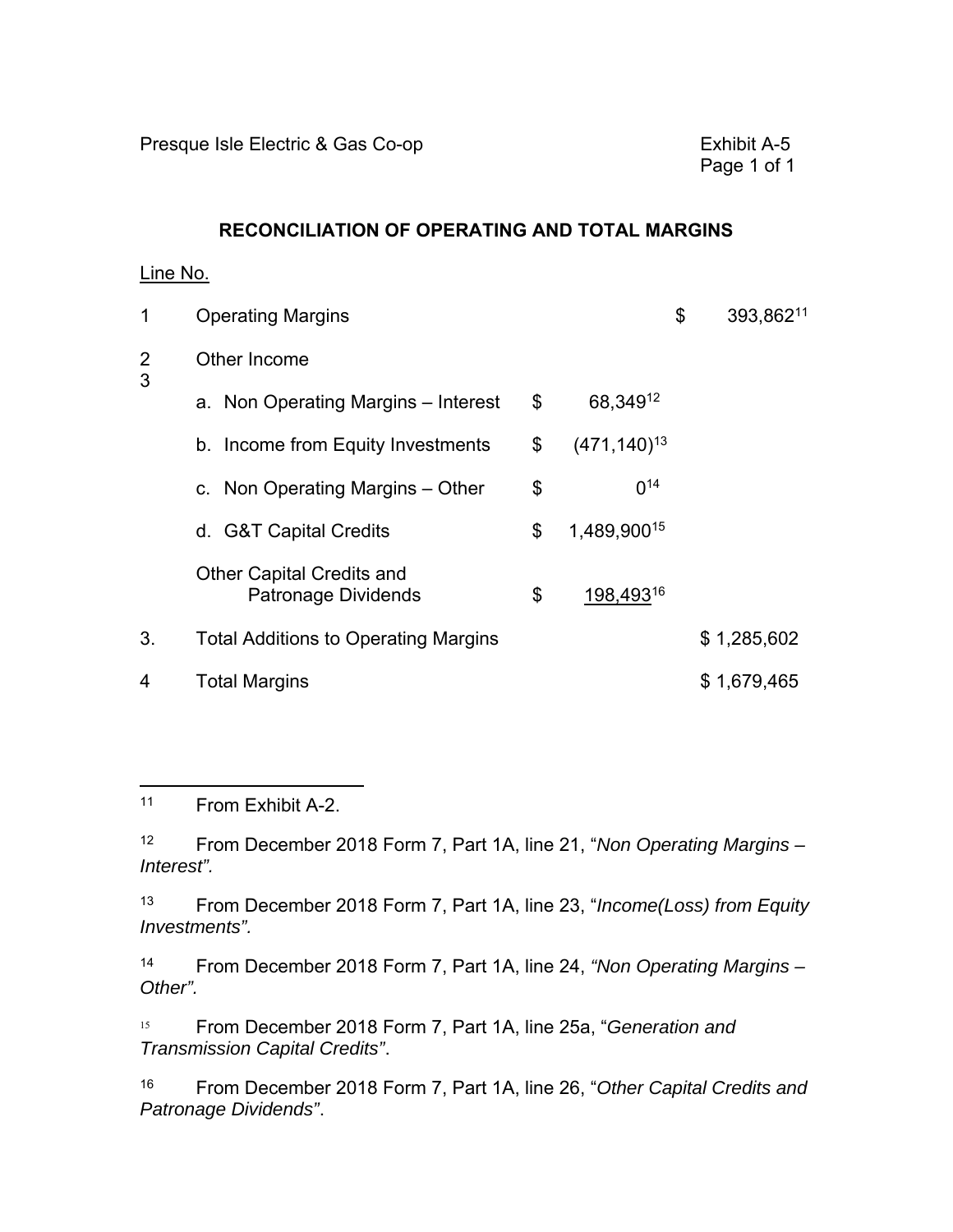Presque Isle Electric & Gas Co-op

Exhibit A-5

## RECONCILIATION OF OPERATING AND TOTAL MARGINS

| Line No. | | | |
|---|---|---|---|
| 1 | Operating Margins | | $ 393,862[11] |
| 2 | Other Income | | |
| 3 | a. Non Operating Margins – Interest | $ 68,349[12] | |
| | b. Income from Equity Investments | $ (471,140)[13] | |
| | c. Non Operating Margins – Other | $ 0[14] | |
| | d. G&T Capital Credits | $ 1,489,900[15] | |
| | Other Capital Credits and Patronage Dividends | $ 198,493[16] | |
| 3. | Total Additions to Operating Margins | | $ 1,285,602 |
| 4 | Total Margins | | $ 1,679,465 |

---

[11] From Exhibit A-2.

[12] From December 2018 Form 7, Part 1A, line 21, "*Non Operating Margins – Interest".*

[13] From December 2018 Form 7, Part 1A, line 23, "*Income(Loss) from Equity Investments".*

[14] From December 2018 Form 7, Part 1A, line 24, *"Non Operating Margins – Other".*

[15] From December 2018 Form 7, Part 1A, line 25a, "*Generation and Transmission Capital Credits"*.

[16] From December 2018 Form 7, Part 1A, line 26, "*Other Capital Credits and Patronage Dividends"*.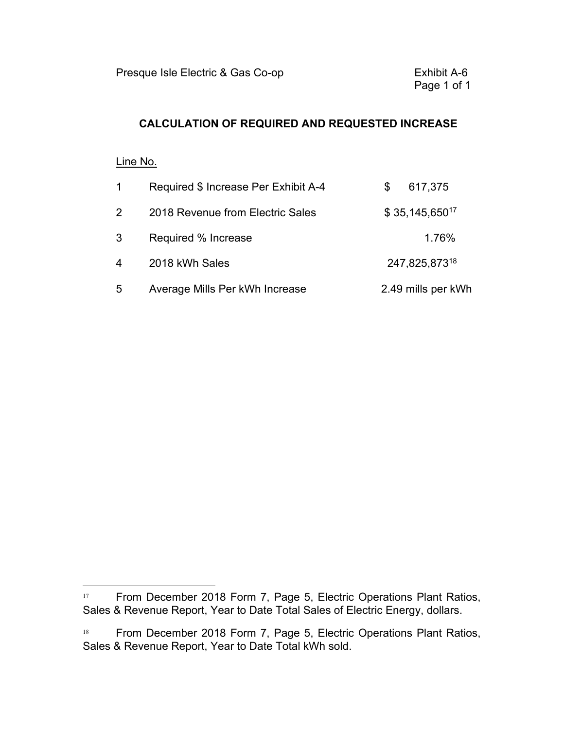Presque Isle Electric & Gas Co-op

Exhibit A-6

Page 1 of 1

## CALCULATION OF REQUIRED AND REQUESTED INCREASE

| Line No. | | |
|---|---|---|
| 1 | Required $ Increase Per Exhibit A-4 | $ 617,375 |
| 2 | 2018 Revenue from Electric Sales | $ 35,145,650[17] |
| 3 | Required % Increase | 1.76% |
| 4 | 2018 kWh Sales | 247,825,873[18] |
| 5 | Average Mills Per kWh Increase | 2.49 mills per kWh |

---

[17] From December 2018 Form 7, Page 5, Electric Operations Plant Ratios, Sales & Revenue Report, Year to Date Total Sales of Electric Energy, dollars.

[18] From December 2018 Form 7, Page 5, Electric Operations Plant Ratios, Sales & Revenue Report, Year to Date Total kWh sold.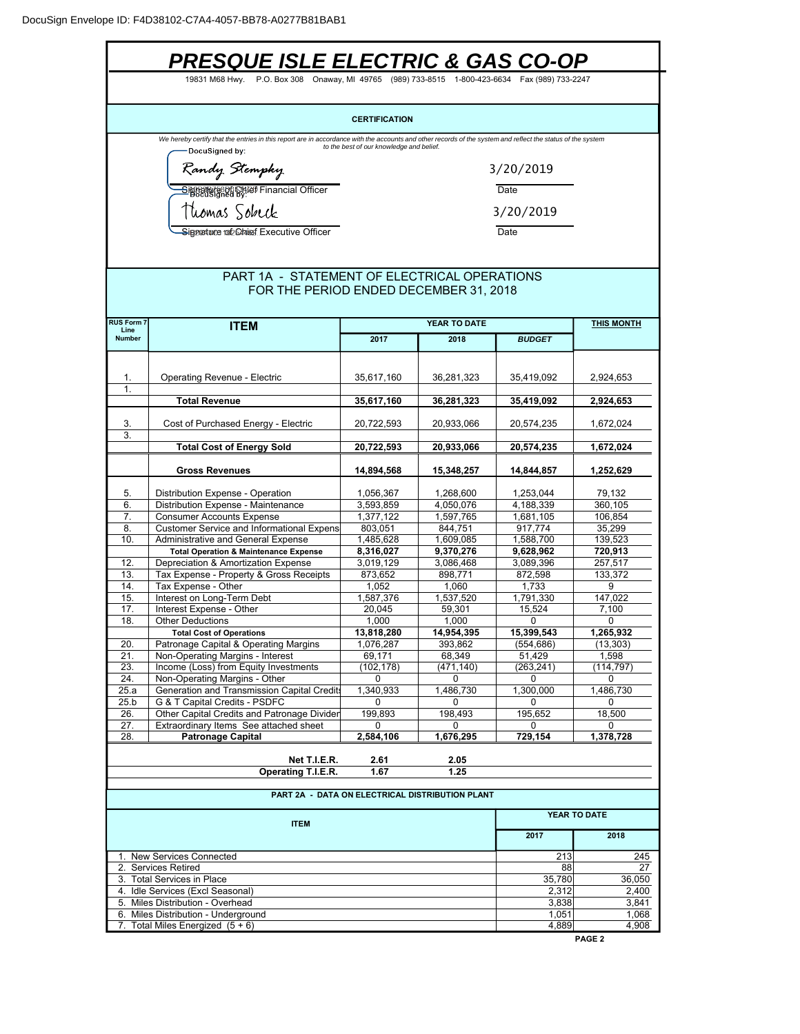DocuSign Envelope ID: F4D38102-C7A4-4057-BB78-A0277B81BAB1

# PRESQUE ISLE ELECTRIC & GAS CO-OP

19831 M68 Hwy. P.O. Box 308 Onaway, MI 49765 (989) 733-8515 1-800-423-6634 Fax (989) 733-2247

## CERTIFICATION

*We hereby certify that the entries in this report are in accordance with the accounts and other records of the system and reflect the status of the system to the best of our knowledge and belief.*

DocuSigned by:

Randy Stempky — 3/20/2019

Signature of Chief Financial Officer — Date

DocuSigned by:

Thomas Sobeck — 3/20/2019

Signature of Chief Executive Officer — Date

## PART 1A - STATEMENT OF ELECTRICAL OPERATIONS FOR THE PERIOD ENDED DECEMBER 31, 2018

| RUS Form 7 Line Number | ITEM | YEAR TO DATE 2017 | YEAR TO DATE 2018 | YEAR TO DATE *BUDGET* | THIS MONTH |
|---|---|---|---|---|---|
| 1. | Operating Revenue - Electric | 35,617,160 | 36,281,323 | 35,419,092 | 2,924,653 |
| 1. | | | | | |
| | **Total Revenue** | **35,617,160** | **36,281,323** | **35,419,092** | **2,924,653** |
| 3. | Cost of Purchased Energy - Electric | 20,722,593 | 20,933,066 | 20,574,235 | 1,672,024 |
| 3. | | | | | |
| | **Total Cost of Energy Sold** | **20,722,593** | **20,933,066** | **20,574,235** | **1,672,024** |
| | **Gross Revenues** | **14,894,568** | **15,348,257** | **14,844,857** | **1,252,629** |
| 5. | Distribution Expense - Operation | 1,056,367 | 1,268,600 | 1,253,044 | 79,132 |
| 6. | Distribution Expense - Maintenance | 3,593,859 | 4,050,076 | 4,188,339 | 360,105 |
| 7. | Consumer Accounts Expense | 1,377,122 | 1,597,765 | 1,681,105 | 106,854 |
| 8. | Customer Service and Informational Expens | 803,051 | 844,751 | 917,774 | 35,299 |
| 10. | Administrative and General Expense | 1,485,628 | 1,609,085 | 1,588,700 | 139,523 |
| | **Total Operation & Maintenance Expense** | **8,316,027** | **9,370,276** | **9,628,962** | **720,913** |
| 12. | Depreciation & Amortization Expense | 3,019,129 | 3,086,468 | 3,089,396 | 257,517 |
| 13. | Tax Expense - Property & Gross Receipts | 873,652 | 898,771 | 872,598 | 133,372 |
| 14. | Tax Expense - Other | 1,052 | 1,060 | 1,733 | 9 |
| 15. | Interest on Long-Term Debt | 1,587,376 | 1,537,520 | 1,791,330 | 147,022 |
| 17. | Interest Expense - Other | 20,045 | 59,301 | 15,524 | 7,100 |
| 18. | Other Deductions | 1,000 | 1,000 | 0 | 0 |
| | **Total Cost of Operations** | **13,818,280** | **14,954,395** | **15,399,543** | **1,265,932** |
| 20. | Patronage Capital & Operating Margins | 1,076,287 | 393,862 | (554,686) | (13,303) |
| 21. | Non-Operating Margins - Interest | 69,171 | 68,349 | 51,429 | 1,598 |
| 23. | Income (Loss) from Equity Investments | (102,178) | (471,140) | (263,241) | (114,797) |
| 24. | Non-Operating Margins - Other | 0 | 0 | 0 | 0 |
| 25.a | Generation and Transmission Capital Credits | 1,340,933 | 1,486,730 | 1,300,000 | 1,486,730 |
| 25.b | G & T Capital Credits - PSDFC | 0 | 0 | 0 | 0 |
| 26. | Other Capital Credits and Patronage Divider | 199,893 | 198,493 | 195,652 | 18,500 |
| 27. | Extraordinary Items See attached sheet | 0 | 0 | 0 | 0 |
| 28. | **Patronage Capital** | **2,584,106** | **1,676,295** | **729,154** | **1,378,728** |
| | **Net T.I.E.R.** | **2.61** | **2.05** | | |
| | **Operating T.I.E.R.** | **1.67** | **1.25** | | |

## PART 2A - DATA ON ELECTRICAL DISTRIBUTION PLANT

| ITEM | YEAR TO DATE 2017 | YEAR TO DATE 2018 |
|---|---|---|
| 1. New Services Connected | 213 | 245 |
| 2. Services Retired | 88 | 27 |
| 3. Total Services in Place | 35,780 | 36,050 |
| 4. Idle Services (Excl Seasonal) | 2,312 | 2,400 |
| 5. Miles Distribution - Overhead | 3,838 | 3,841 |
| 6. Miles Distribution - Underground | 1,051 | 1,068 |
| 7. Total Miles Energized (5 + 6) | 4,889 | 4,908 |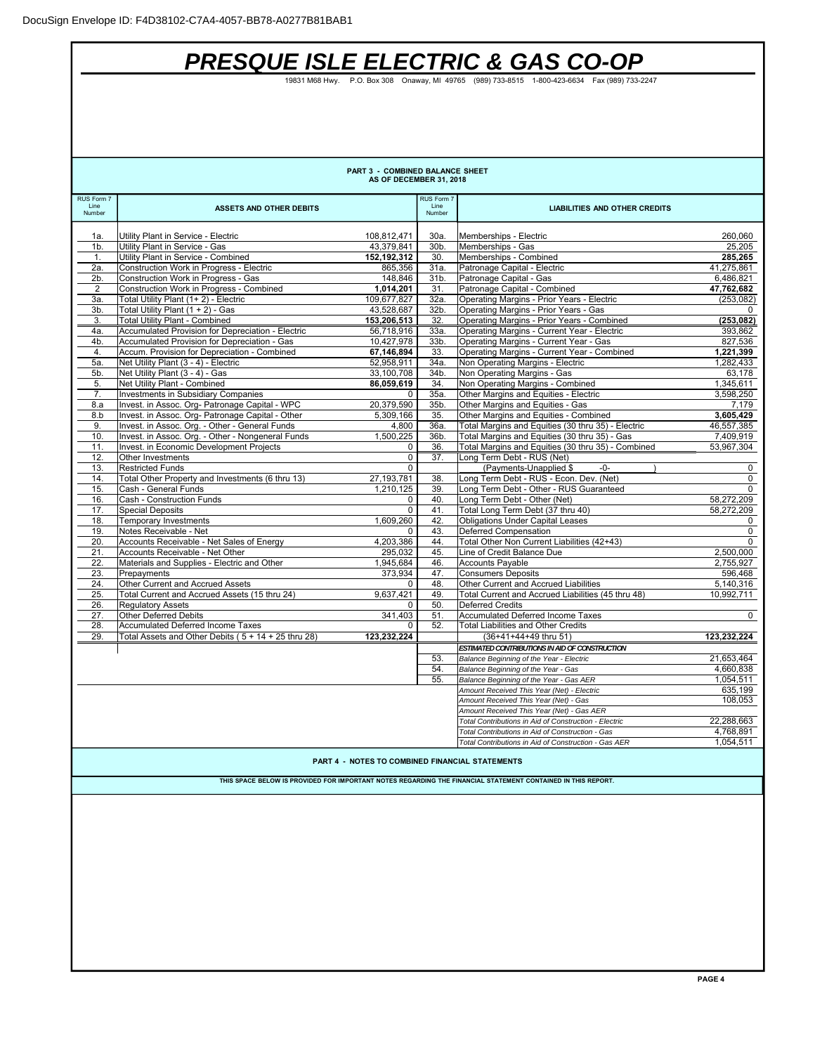DocuSign Envelope ID: F4D38102-C7A4-4057-BB78-A0277B81BAB1

# PRESQUE ISLE ELECTRIC & GAS CO-OP

19831 M68 Hwy. P.O. Box 308 Onaway, MI 49765 (989) 733-8515 1-800-423-6634 Fax (989) 733-2247

## PART 3 - COMBINED BALANCE SHEET
### AS OF DECEMBER 31, 2018

| RUS Form 7 Line Number | ASSETS AND OTHER DEBITS | | RUS Form 7 Line Number | LIABILITIES AND OTHER CREDITS | |
|---|---|---|---|---|---|
| 1a. | Utility Plant in Service - Electric | 108,812,471 | 30a. | Memberships - Electric | 260,060 |
| 1b. | Utility Plant in Service - Gas | 43,379,841 | 30b. | Memberships - Gas | 25,205 |
| 1. | Utility Plant in Service - Combined | **152,192,312** | 30. | Memberships - Combined | **285,265** |
| 2a. | Construction Work in Progress - Electric | 865,356 | 31a. | Patronage Capital - Electric | 41,275,861 |
| 2b. | Construction Work in Progress - Gas | 148,846 | 31b. | Patronage Capital - Gas | 6,486,821 |
| 2 | Construction Work in Progress - Combined | **1,014,201** | 31. | Patronage Capital - Combined | **47,762,682** |
| 3a. | Total Utility Plant (1+ 2) - Electric | 109,677,827 | 32a. | Operating Margins - Prior Years - Electric | (253,082) |
| 3b. | Total Utility Plant (1 + 2) - Gas | 43,528,687 | 32b. | Operating Margins - Prior Years - Gas | 0 |
| 3. | Total Utility Plant - Combined | **153,206,513** | 32. | Operating Margins - Prior Years - Combined | **(253,082)** |
| 4a. | Accumulated Provision for Depreciation - Electric | 56,718,916 | 33a. | Operating Margins - Current Year - Electric | 393,862 |
| 4b. | Accumulated Provision for Depreciation - Gas | 10,427,978 | 33b. | Operating Margins - Current Year - Gas | 827,536 |
| 4. | Accum. Provision for Depreciation - Combined | **67,146,894** | 33. | Operating Margins - Current Year - Combined | **1,221,399** |
| 5a. | Net Utility Plant (3 - 4) - Electric | 52,958,911 | 34a. | Non Operating Margins - Electric | 1,282,433 |
| 5b. | Net Utility Plant (3 - 4) - Gas | 33,100,708 | 34b. | Non Operating Margins - Gas | 63,178 |
| 5. | Net Utility Plant - Combined | **86,059,619** | 34. | Non Operating Margins - Combined | 1,345,611 |
| 7. | Investments in Subsidiary Companies | 0 | 35a. | Other Margins and Equities - Electric | 3,598,250 |
| 8.a | Invest. in Assoc. Org- Patronage Capital - WPC | 20,379,590 | 35b. | Other Margins and Equities - Gas | 7,179 |
| 8.b | Invest. in Assoc. Org- Patronage Capital - Other | 5,309,166 | 35. | Other Margins and Equities - Combined | **3,605,429** |
| 9. | Invest. in Assoc. Org. - Other - General Funds | 4,800 | 36a. | Total Margins and Equities (30 thru 35) - Electric | 46,557,385 |
| 10. | Invest. in Assoc. Org. - Other - Nongeneral Funds | 1,500,225 | 36b. | Total Margins and Equities (30 thru 35) - Gas | 7,409,919 |
| 11. | Invest. in Economic Development Projects | 0 | 36. | Total Margins and Equities (30 thru 35) - Combined | 53,967,304 |
| 12. | Other Investments | 0 | 37. | Long Term Debt - RUS (Net) | |
| 13. | Restricted Funds | 0 | | (Payments-Unapplied $ -0- ) | 0 |
| 14. | Total Other Property and Investments (6 thru 13) | 27,193,781 | 38. | Long Term Debt - RUS - Econ. Dev. (Net) | 0 |
| 15. | Cash - General Funds | 1,210,125 | 39. | Long Term Debt - Other - RUS Guaranteed | 0 |
| 16. | Cash - Construction Funds | 0 | 40. | Long Term Debt - Other (Net) | 58,272,209 |
| 17. | Special Deposits | 0 | 41. | Total Long Term Debt (37 thru 40) | 58,272,209 |
| 18. | Temporary Investments | 1,609,260 | 42. | Obligations Under Capital Leases | 0 |
| 19. | Notes Receivable - Net | 0 | 43. | Deferred Compensation | 0 |
| 20. | Accounts Receivable - Net Sales of Energy | 4,203,386 | 44. | Total Other Non Current Liabilities (42+43) | 0 |
| 21. | Accounts Receivable - Net Other | 295,032 | 45. | Line of Credit Balance Due | 2,500,000 |
| 22. | Materials and Supplies - Electric and Other | 1,945,684 | 46. | Accounts Payable | 2,755,927 |
| 23. | Prepayments | 373,934 | 47. | Consumers Deposits | 596,468 |
| 24. | Other Current and Accrued Assets | 0 | 48. | Other Current and Accrued Liabilities | 5,140,316 |
| 25. | Total Current and Accrued Assets (15 thru 24) | 9,637,421 | 49. | Total Current and Accrued Liabilities (45 thru 48) | 10,992,711 |
| 26. | Regulatory Assets | 0 | 50. | Deferred Credits | |
| 27. | Other Deferred Debits | 341,403 | 51. | Accumulated Deferred Income Taxes | 0 |
| 28. | Accumulated Deferred Income Taxes | 0 | 52. | Total Liabilities and Other Credits | |
| 29. | Total Assets and Other Debits ( 5 + 14 + 25 thru 28) | **123,232,224** | | (36+41+44+49 thru 51) | **123,232,224** |
| | | | | ***ESTIMATED CONTRIBUTIONS IN AID OF CONSTRUCTION*** | |
| | | | 53. | *Balance Beginning of the Year - Electric* | 21,653,464 |
| | | | 54. | *Balance Beginning of the Year - Gas* | 4,660,838 |
| | | | 55. | *Balance Beginning of the Year - Gas AER* | 1,054,511 |
| | | | | *Amount Received This Year (Net) - Electric* | 635,199 |
| | | | | *Amount Received This Year (Net) - Gas* | 108,053 |
| | | | | *Amount Received This Year (Net) - Gas AER* | |
| | | | | *Total Contributions in Aid of Construction - Electric* | 22,288,663 |
| | | | | *Total Contributions in Aid of Construction - Gas* | 4,768,891 |
| | | | | *Total Contributions in Aid of Construction - Gas AER* | 1,054,511 |

## PART 4 - NOTES TO COMBINED FINANCIAL STATEMENTS

THIS SPACE BELOW IS PROVIDED FOR IMPORTANT NOTES REGARDING THE FINANCIAL STATEMENT CONTAINED IN THIS REPORT.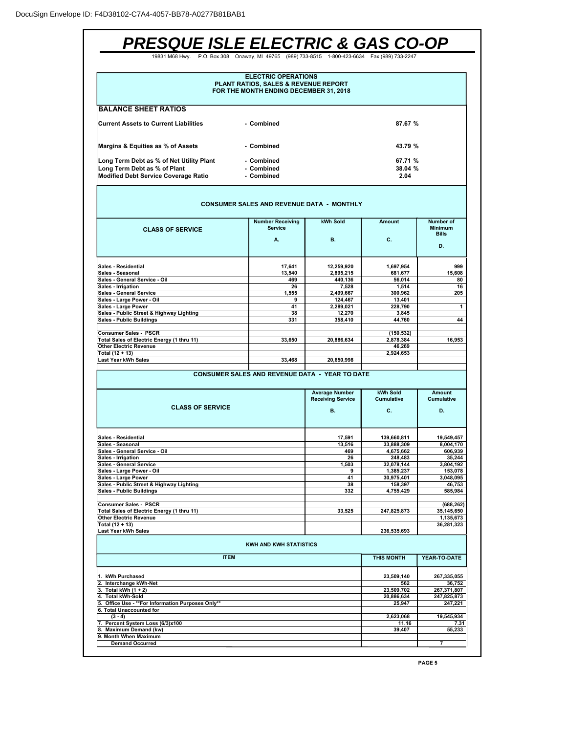DocuSign Envelope ID: F4D38102-C7A4-4057-BB78-A0277B81BAB1

# PRESQUE ISLE ELECTRIC & GAS CO-OP

19831 M68 Hwy. P.O. Box 308 Onaway, MI 49765 (989) 733-8515 1-800-423-6634 Fax (989) 733-2247

## ELECTRIC OPERATIONS
## PLANT RATIOS, SALES & REVENUE REPORT
## FOR THE MONTH ENDING DECEMBER 31, 2018

### BALANCE SHEET RATIOS

| | | |
|---|---|---|
| Current Assets to Current Liabilities | - Combined | 87.67 % |
| Margins & Equities as % of Assets | - Combined | 43.79 % |
| Long Term Debt as % of Net Utility Plant | - Combined | 67.71 % |
| Long Term Debt as % of Plant | - Combined | 38.04 % |
| Modified Debt Service Coverage Ratio | - Combined | 2.04 |

### CONSUMER SALES AND REVENUE DATA - MONTHLY

| CLASS OF SERVICE | Number Receiving Service A. | kWh Sold B. | Amount C. | Number of Minimum Bills D. |
|---|---|---|---|---|
| Sales - Residential | 17,641 | 12,259,920 | 1,697,954 | 999 |
| Sales - Seasonal | 13,540 | 2,895,215 | 681,677 | 15,608 |
| Sales - General Service - Oil | 469 | 440,136 | 56,014 | 80 |
| Sales - Irrigation | 26 | 7,528 | 1,514 | 16 |
| Sales - General Service | 1,555 | 2,499,667 | 300,962 | 205 |
| Sales - Large Power - Oil | 9 | 124,467 | 13,401 | |
| Sales - Large Power | 41 | 2,289,021 | 228,790 | 1 |
| Sales - Public Street & Highway Lighting | 38 | 12,270 | 3,845 | |
| Sales - Public Buildings | 331 | 358,410 | 44,760 | 44 |
| Consumer Sales - PSCR | | | (150,532) | |
| Total Sales of Electric Energy (1 thru 11) | 33,650 | 20,886,634 | 2,878,384 | 16,953 |
| Other Electric Revenue | | | 46,269 | |
| Total (12 + 13) | | | 2,924,653 | |
| Last Year kWh Sales | 33,468 | 20,650,998 | | |

### CONSUMER SALES AND REVENUE DATA - YEAR TO DATE

| CLASS OF SERVICE | Average Number Receiving Service B. | kWh Sold Cumulative C. | Amount Cumulative D. |
|---|---|---|---|
| Sales - Residential | 17,591 | 139,660,811 | 19,549,457 |
| Sales - Seasonal | 13,516 | 33,888,309 | 8,004,170 |
| Sales - General Service - Oil | 469 | 4,675,662 | 606,939 |
| Sales - Irrigation | 26 | 248,483 | 35,244 |
| Sales - General Service | 1,503 | 32,078,144 | 3,804,192 |
| Sales - Large Power - Oil | 9 | 1,385,237 | 153,078 |
| Sales - Large Power | 41 | 30,975,401 | 3,048,095 |
| Sales - Public Street & Highway Lighting | 38 | 158,397 | 46,753 |
| Sales - Public Buildings | 332 | 4,755,429 | 585,984 |
| Consumer Sales - PSCR | | | (688,262) |
| Total Sales of Electric Energy (1 thru 11) | 33,525 | 247,825,873 | 35,145,650 |
| Other Electric Revenue | | | 1,135,673 |
| Total (12 + 13) | | | 36,281,323 |
| Last Year kWh Sales | | 236,535,693 | |

### KWH AND KWH STATISTICS

| ITEM | THIS MONTH | YEAR-TO-DATE |
|---|---|---|
| 1. kWh Purchased | 23,509,140 | 267,335,055 |
| 2. Interchange kWh-Net | 562 | 36,752 |
| 3. Total kWh (1 + 2) | 23,509,702 | 267,371,807 |
| 4. Total kWh-Sold | 20,886,634 | 247,825,873 |
| 5. Office Use - **For Information Purposes Only** | 25,947 | 247,221 |
| 6. Total Unaccounted for (3 - 4) | 2,623,068 | 19,545,934 |
| 7. Percent System Loss (6/3)x100 | 11.16 | 7.31 |
| 8. Maximum Demand (kw) | 39,407 | 55,233 |
| 9. Month When Maximum Demand Occurred | | 7 |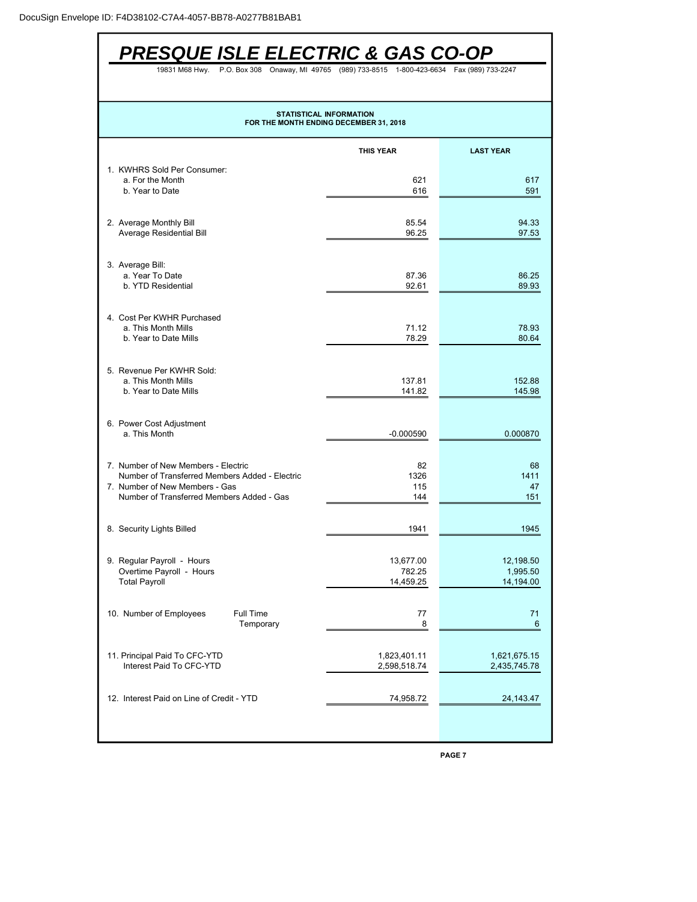DocuSign Envelope ID: F4D38102-C7A4-4057-BB78-A0277B81BAB1

# PRESQUE ISLE ELECTRIC & GAS CO-OP

19831 M68 Hwy. P.O. Box 308 Onaway, MI 49765 (989) 733-8515 1-800-423-6634 Fax (989) 733-2247

## STATISTICAL INFORMATION
## FOR THE MONTH ENDING DECEMBER 31, 2018

| | THIS YEAR | LAST YEAR |
|---|---|---|
| 1. KWHRS Sold Per Consumer: | | |
| a. For the Month | 621 | 617 |
| b. Year to Date | 616 | 591 |
| 2. Average Monthly Bill | 85.54 | 94.33 |
| Average Residential Bill | 96.25 | 97.53 |
| 3. Average Bill: | | |
| a. Year To Date | 87.36 | 86.25 |
| b. YTD Residential | 92.61 | 89.93 |
| 4. Cost Per KWHR Purchased | | |
| a. This Month Mills | 71.12 | 78.93 |
| b. Year to Date Mills | 78.29 | 80.64 |
| 5. Revenue Per KWHR Sold: | | |
| a. This Month Mills | 137.81 | 152.88 |
| b. Year to Date Mills | 141.82 | 145.98 |
| 6. Power Cost Adjustment | | |
| a. This Month | -0.000590 | 0.000870 |
| 7. Number of New Members - Electric | 82 | 68 |
| Number of Transferred Members Added - Electric | 1326 | 1411 |
| 7. Number of New Members - Gas | 115 | 47 |
| Number of Transferred Members Added - Gas | 144 | 151 |
| 8. Security Lights Billed | 1941 | 1945 |
| 9. Regular Payroll - Hours | 13,677.00 | 12,198.50 |
| Overtime Payroll - Hours | 782.25 | 1,995.50 |
| Total Payroll | 14,459.25 | 14,194.00 |
| 10. Number of Employees — Full Time | 77 | 71 |
| Temporary | 8 | 6 |
| 11. Principal Paid To CFC-YTD | 1,823,401.11 | 1,621,675.15 |
| Interest Paid To CFC-YTD | 2,598,518.74 | 2,435,745.78 |
| 12. Interest Paid on Line of Credit - YTD | 74,958.72 | 24,143.47 |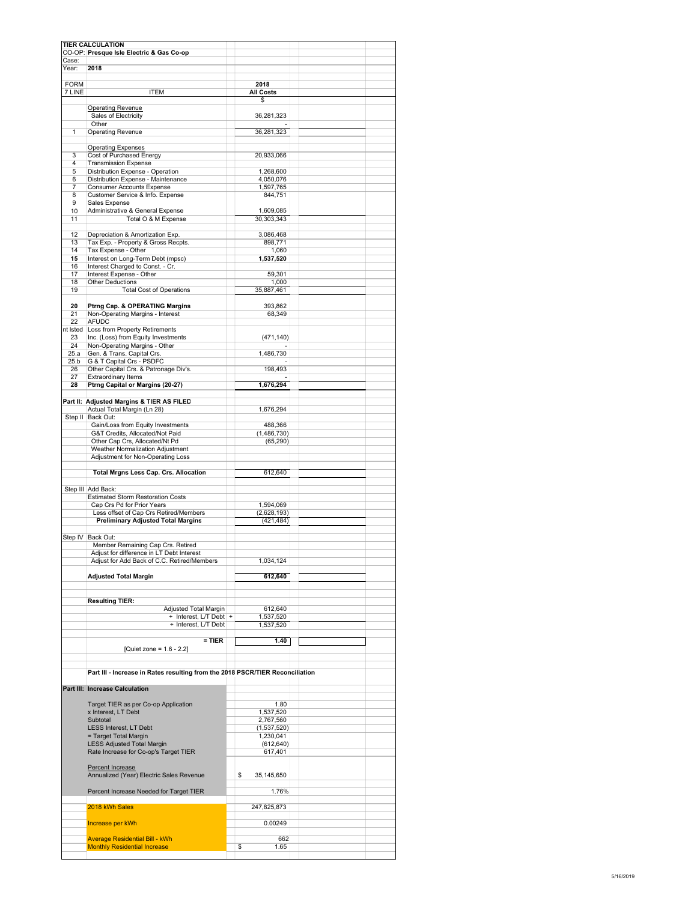| | **TIER CALCULATION** | | |
|---|---|---|---|
| CO-OP: | **Presque Isle Electric & Gas Co-op** | | |
| Case: | | | |
| Year: | **2018** | | |
| | | | |
| FORM 7 LINE | ITEM | 2018 All Costs | |
| | | $ | |
| | Operating Revenue | | |
| | Sales of Electricity | 36,281,323 | |
| | Other | - | |
| 1 | Operating Revenue | 36,281,323 | |
| | | | |
| | Operating Expenses | | |
| 3 | Cost of Purchased Energy | 20,933,066 | |
| 4 | Transmission Expense | | |
| 5 | Distribution Expense - Operation | 1,268,600 | |
| 6 | Distribution Expense - Maintenance | 4,050,076 | |
| 7 | Consumer Accounts Expense | 1,597,765 | |
| 8 | Customer Service & Info. Expense | 844,751 | |
| 9 | Sales Expense | | |
| 10 | Administrative & General Expense | 1,609,085 | |
| 11 | Total O & M Expense | 30,303,343 | |
| | | | |
| 12 | Depreciation & Amortization Exp. | 3,086,468 | |
| 13 | Tax Exp. - Property & Gross Recpts. | 898,771 | |
| 14 | Tax Expense - Other | 1,060 | |
| **15** | Interest on Long-Term Debt (mpsc) | **1,537,520** | |
| 16 | Interest Charged to Const. - Cr. | | |
| 17 | Interest Expense - Other | 59,301 | |
| 18 | Other Deductions | 1,000 | |
| 19 | Total Cost of Operations | 35,887,461 | |
| | | | |
| **20** | **Ptrng Cap. & OPERATING Margins** | 393,862 | |
| 21 | Non-Operating Margins - Interest | 68,349 | |
| 22 | AFUDC | | |
| nt lsted | Loss from Property Retirements | | |
| 23 | Inc. (Loss) from Equity Investments | (471,140) | |
| 24 | Non-Operating Margins - Other | - | |
| 25.a | Gen. & Trans. Capital Crs. | 1,486,730 | |
| 25.b | G & T Capital Crs - PSDFC | - | |
| 26 | Other Capital Crs. & Patronage Div's. | 198,493 | |
| 27 | Extraordinary Items | - | |
| **28** | **Ptrng Capital or Margins (20-27)** | **1,676,294** | |
| | | | |
| | **Part II: Adjusted Margins & TIER AS FILED** | | |
| | Actual Total Margin (Ln 28) | 1,676,294 | |
| Step II | Back Out: | | |
| | Gain/Loss from Equity Investments | 488,366 | |
| | G&T Credits, Allocated/Not Paid | (1,486,730) | |
| | Other Cap Crs, Allocated/Nt Pd | (65,290) | |
| | Weather Normalization Adjustment | | |
| | Adjustment for Non-Operating Loss | | |
| | | | |
| | **Total Mrgns Less Cap. Crs. Allocation** | 612,640 | |
| | | | |
| Step III | Add Back: | | |
| | Estimated Storm Restoration Costs | | |
| | Cap Crs Pd for Prior Years | 1,594,069 | |
| | Less offset of Cap Crs Retired/Members | (2,628,193) | |
| | **Preliminary Adjusted Total Margins** | (421,484) | |
| | | | |
| Step IV | Back Out: | | |
| | Member Remaining Cap Crs. Retired | | |
| | Adjust for difference in LT Debt Interest | | |
| | Adjust for Add Back of C.C. Retired/Members | 1,034,124 | |
| | | | |
| | **Adjusted Total Margin** | **612,640** | |
| | | | |
| | **Resulting TIER:** | | |
| | Adjusted Total Margin | 612,640 | |
| | + Interest, L/T Debt + | 1,537,520 | |
| | ÷ Interest, L/T Debt | 1,537,520 | |
| | | | |
| | **= TIER** | **1.40** | |
| | [Quiet zone = 1.6 - 2.2] | | |
| | | | |
| | **Part III - Increase in Rates resulting from the 2018 PSCR/TIER Reconciliation** | | |
| | | | |
| | **Part III: Increase Calculation** | | |
| | | | |
| | Target TIER as per Co-op Application | 1.80 | |
| | x Interest, LT Debt | 1,537,520 | |
| | Subtotal | 2,767,560 | |
| | LESS Interest, LT Debt | (1,537,520) | |
| | = Target Total Margin | 1,230,041 | |
| | LESS Adjusted Total Margin | (612,640) | |
| | Rate Increase for Co-op's Target TIER | 617,401 | |
| | | | |
| | Percent Increase | | |
| | Annualized (Year) Electric Sales Revenue | $ 35,145,650 | |
| | | | |
| | Percent Increase Needed for Target TIER | 1.76% | |
| | | | |
| | 2018 kWh Sales | 247,825,873 | |
| | | | |
| | Increase per kWh | 0.00249 | |
| | | | |
| | Average Residential Bill - kWh | 662 | |
| | Monthly Residential Increase | $ 1.65 | |

5/16/2019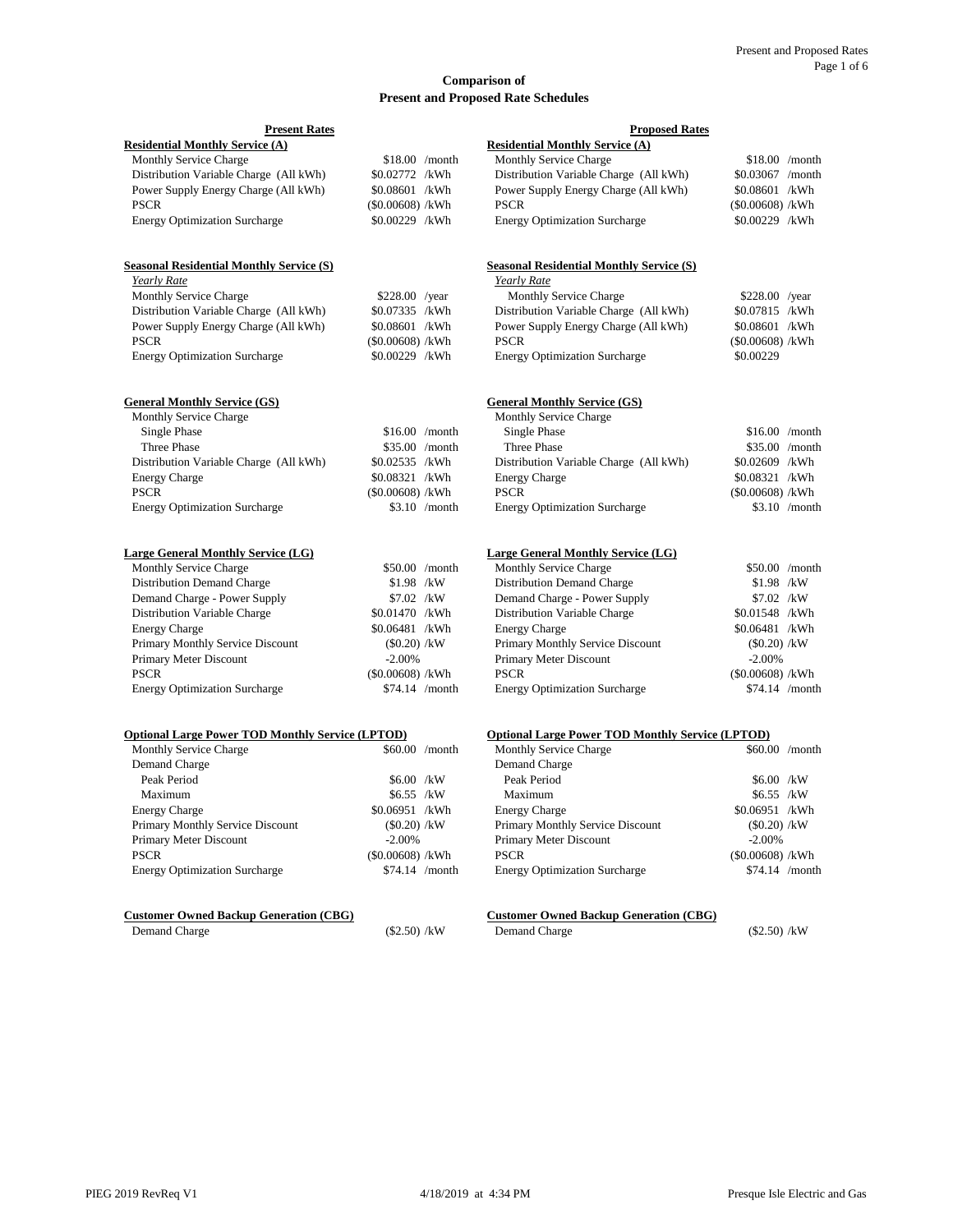## Comparison of Present and Proposed Rate Schedules

| Present Rates | | Proposed Rates | |
|---|---|---|---|
| **Residential Monthly Service (A)** | | **Residential Monthly Service (A)** | |
| Monthly Service Charge | $18.00 /month | Monthly Service Charge | $18.00 /month |
| Distribution Variable Charge (All kWh) | $0.02772 /kWh | Distribution Variable Charge (All kWh) | $0.03067 /month |
| Power Supply Energy Charge (All kWh) | $0.08601 /kWh | Power Supply Energy Charge (All kWh) | $0.08601 /kWh |
| PSCR | ($0.00608) /kWh | PSCR | ($0.00608) /kWh |
| Energy Optimization Surcharge | $0.00229 /kWh | Energy Optimization Surcharge | $0.00229 /kWh |
| | | | |
| **Seasonal Residential Monthly Service (S)** | | **Seasonal Residential Monthly Service (S)** | |
| *Yearly Rate* | | *Yearly Rate* | |
| Monthly Service Charge | $228.00 /year | Monthly Service Charge | $228.00 /year |
| Distribution Variable Charge (All kWh) | $0.07335 /kWh | Distribution Variable Charge (All kWh) | $0.07815 /kWh |
| Power Supply Energy Charge (All kWh) | $0.08601 /kWh | Power Supply Energy Charge (All kWh) | $0.08601 /kWh |
| PSCR | ($0.00608) /kWh | PSCR | ($0.00608) /kWh |
| Energy Optimization Surcharge | $0.00229 /kWh | Energy Optimization Surcharge | $0.00229 |
| | | | |
| **General Monthly Service (GS)** | | **General Monthly Service (GS)** | |
| Monthly Service Charge | | Monthly Service Charge | |
| Single Phase | $16.00 /month | Single Phase | $16.00 /month |
| Three Phase | $35.00 /month | Three Phase | $35.00 /month |
| Distribution Variable Charge (All kWh) | $0.02535 /kWh | Distribution Variable Charge (All kWh) | $0.02609 /kWh |
| Energy Charge | $0.08321 /kWh | Energy Charge | $0.08321 /kWh |
| PSCR | ($0.00608) /kWh | PSCR | ($0.00608) /kWh |
| Energy Optimization Surcharge | $3.10 /month | Energy Optimization Surcharge | $3.10 /month |
| | | | |
| **Large General Monthly Service (LG)** | | **Large General Monthly Service (LG)** | |
| Monthly Service Charge | $50.00 /month | Monthly Service Charge | $50.00 /month |
| Distribution Demand Charge | $1.98 /kW | Distribution Demand Charge | $1.98 /kW |
| Demand Charge - Power Supply | $7.02 /kW | Demand Charge - Power Supply | $7.02 /kW |
| Distribution Variable Charge | $0.01470 /kWh | Distribution Variable Charge | $0.01548 /kWh |
| Energy Charge | $0.06481 /kWh | Energy Charge | $0.06481 /kWh |
| Primary Monthly Service Discount | ($0.20) /kW | Primary Monthly Service Discount | ($0.20) /kW |
| Primary Meter Discount | -2.00% | Primary Meter Discount | -2.00% |
| PSCR | ($0.00608) /kWh | PSCR | ($0.00608) /kWh |
| Energy Optimization Surcharge | $74.14 /month | Energy Optimization Surcharge | $74.14 /month |
| | | | |
| **Optional Large Power TOD Monthly Service (LPTOD)** | | **Optional Large Power TOD Monthly Service (LPTOD)** | |
| Monthly Service Charge | $60.00 /month | Monthly Service Charge | $60.00 /month |
| Demand Charge | | Demand Charge | |
| Peak Period | $6.00 /kW | Peak Period | $6.00 /kW |
| Maximum | $6.55 /kW | Maximum | $6.55 /kW |
| Energy Charge | $0.06951 /kWh | Energy Charge | $0.06951 /kWh |
| Primary Monthly Service Discount | ($0.20) /kW | Primary Monthly Service Discount | ($0.20) /kW |
| Primary Meter Discount | -2.00% | Primary Meter Discount | -2.00% |
| PSCR | ($0.00608) /kWh | PSCR | ($0.00608) /kWh |
| Energy Optimization Surcharge | $74.14 /month | Energy Optimization Surcharge | $74.14 /month |
| | | | |
| **Customer Owned Backup Generation (CBG)** | | **Customer Owned Backup Generation (CBG)** | |
| Demand Charge | ($2.50) /kW | Demand Charge | ($2.50) /kW |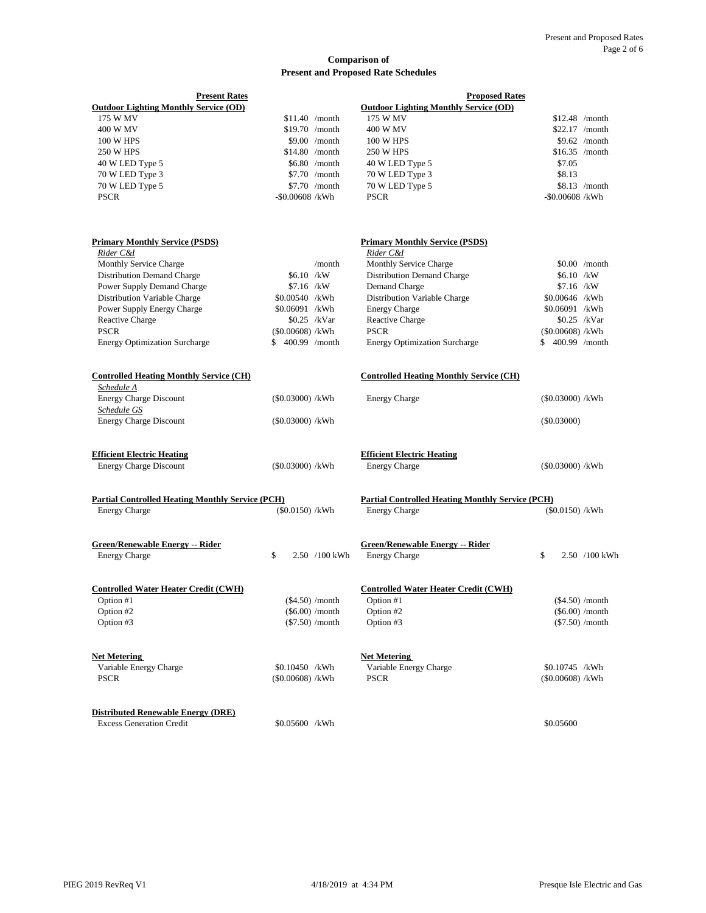**Comparison of**
**Present and Proposed Rate Schedules**

| Present Rates | | Proposed Rates | |
|---|---|---|---|
| **Outdoor Lighting Monthly Service (OD)** | | **Outdoor Lighting Monthly Service (OD)** | |
| 175 W MV | $11.40 /month | 175 W MV | $12.48 /month |
| 400 W MV | $19.70 /month | 400 W MV | $22.17 /month |
| 100 W HPS | $9.00 /month | 100 W HPS | $9.62 /month |
| 250 W HPS | $14.80 /month | 250 W HPS | $16.35 /month |
| 40 W LED Type 5 | $6.80 /month | 40 W LED Type 5 | $7.05 |
| 70 W LED Type 3 | $7.70 /month | 70 W LED Type 3 | $8.13 |
| 70 W LED Type 5 | $7.70 /month | 70 W LED Type 5 | $8.13 /month |
| PSCR | -$0.00608 /kWh | PSCR | -$0.00608 /kWh |
| | | | |
| **Primary Monthly Service (PSDS)** | | **Primary Monthly Service (PSDS)** | |
| *Rider C&I* | | *Rider C&I* | |
| Monthly Service Charge | /month | Monthly Service Charge | $0.00 /month |
| Distribution Demand Charge | $6.10 /kW | Distribution Demand Charge | $6.10 /kW |
| Power Supply Demand Charge | $7.16 /kW | Demand Charge | $7.16 /kW |
| Distribution Variable Charge | $0.00540 /kWh | Distribution Variable Charge | $0.00646 /kWh |
| Power Supply Energy Charge | $0.06091 /kWh | Energy Charge | $0.06091 /kWh |
| Reactive Charge | $0.25 /kVar | Reactive Charge | $0.25 /kVar |
| PSCR | ($0.00608) /kWh | PSCR | ($0.00608) /kWh |
| Energy Optimization Surcharge | $ 400.99 /month | Energy Optimization Surcharge | $ 400.99 /month |
| | | | |
| **Controlled Heating Monthly Service (CH)** | | **Controlled Heating Monthly Service (CH)** | |
| *Schedule A* | | | |
| Energy Charge Discount | ($0.03000) /kWh | Energy Charge | ($0.03000) /kWh |
| *Schedule GS* | | | |
| Energy Charge Discount | ($0.03000) /kWh | | ($0.03000) |
| | | | |
| **Efficient Electric Heating** | | **Efficient Electric Heating** | |
| Energy Charge Discount | ($0.03000) /kWh | Energy Charge | ($0.03000) /kWh |
| | | | |
| **Partial Controlled Heating Monthly Service (PCH)** | | **Partial Controlled Heating Monthly Service (PCH)** | |
| Energy Charge | ($0.0150) /kWh | Energy Charge | ($0.0150) /kWh |
| | | | |
| **Green/Renewable Energy -- Rider** | | **Green/Renewable Energy -- Rider** | |
| Energy Charge | $ 2.50 /100 kWh | Energy Charge | $ 2.50 /100 kWh |
| | | | |
| **Controlled Water Heater Credit (CWH)** | | **Controlled Water Heater Credit (CWH)** | |
| Option #1 | ($4.50) /month | Option #1 | ($4.50) /month |
| Option #2 | ($6.00) /month | Option #2 | ($6.00) /month |
| Option #3 | ($7.50) /month | Option #3 | ($7.50) /month |
| | | | |
| **Net Metering** | | **Net Metering** | |
| Variable Energy Charge | $0.10450 /kWh | Variable Energy Charge | $0.10745 /kWh |
| PSCR | ($0.00608) /kWh | PSCR | ($0.00608) /kWh |
| | | | |
| **Distributed Renewable Energy (DRE)** | | | |
| Excess Generation Credit | $0.05600 /kWh | | $0.05600 |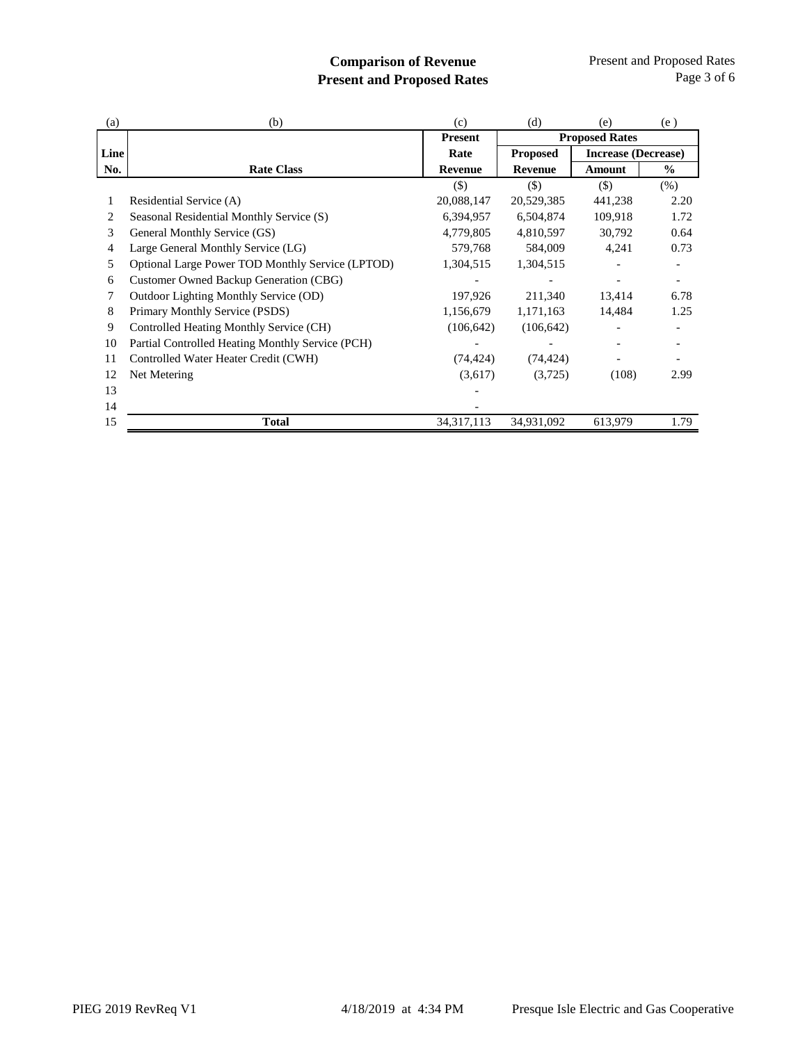# Comparison of Revenue
# Present and Proposed Rates

| (a) | (b) | (c) | (d) | (e) | (e ) |
|---|---|---|---|---|---|
| | | Present | Proposed Rates | | |
| Line | | Rate | Proposed | Increase (Decrease) | |
| No. | Rate Class | Revenue | Revenue | Amount | % |
| | | ($) | ($) | ($) | (%) |
| 1 | Residential Service (A) | 20,088,147 | 20,529,385 | 441,238 | 2.20 |
| 2 | Seasonal Residential Monthly Service (S) | 6,394,957 | 6,504,874 | 109,918 | 1.72 |
| 3 | General Monthly Service (GS) | 4,779,805 | 4,810,597 | 30,792 | 0.64 |
| 4 | Large General Monthly Service (LG) | 579,768 | 584,009 | 4,241 | 0.73 |
| 5 | Optional Large Power TOD Monthly Service (LPTOD) | 1,304,515 | 1,304,515 | - | - |
| 6 | Customer Owned Backup Generation (CBG) | - | - | - | - |
| 7 | Outdoor Lighting Monthly Service (OD) | 197,926 | 211,340 | 13,414 | 6.78 |
| 8 | Primary Monthly Service (PSDS) | 1,156,679 | 1,171,163 | 14,484 | 1.25 |
| 9 | Controlled Heating Monthly Service (CH) | (106,642) | (106,642) | - | - |
| 10 | Partial Controlled Heating Monthly Service (PCH) | - | - | - | - |
| 11 | Controlled Water Heater Credit (CWH) | (74,424) | (74,424) | - | - |
| 12 | Net Metering | (3,617) | (3,725) | (108) | 2.99 |
| 13 | | - | | | |
| 14 | | - | | | |
| 15 | **Total** | 34,317,113 | 34,931,092 | 613,979 | 1.79 |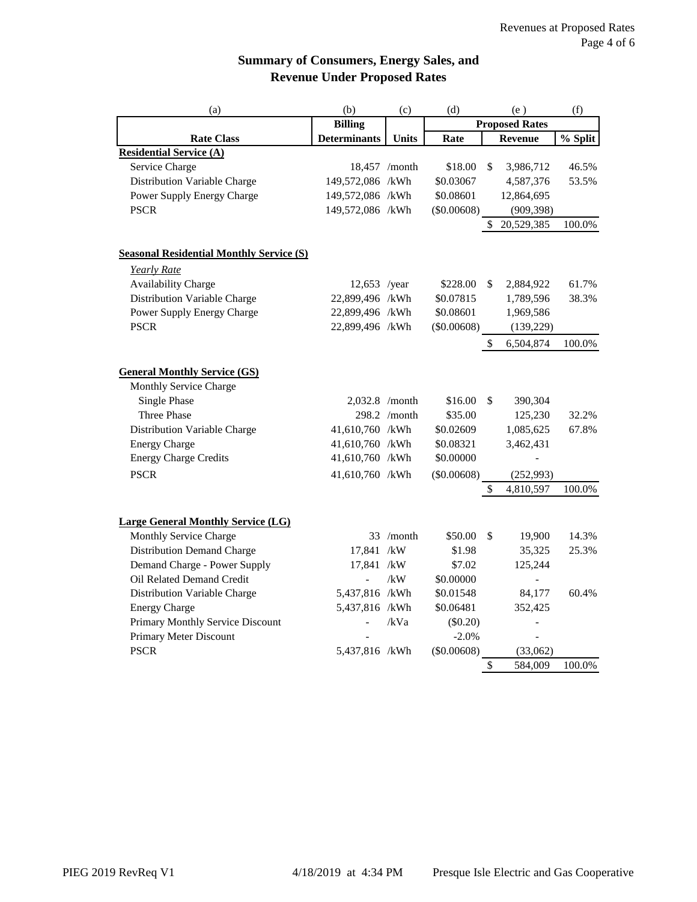## Summary of Consumers, Energy Sales, and Revenue Under Proposed Rates

| (a) | (b) | (c) | (d) | (e) | (f) |
|---|---|---|---|---|---|
| | Billing | | Proposed Rates | | |
| Rate Class | Determinants | Units | Rate | Revenue | % Split |
| **Residential Service (A)** | | | | | |
| Service Charge | 18,457 | /month | $18.00 | $ 3,986,712 | 46.5% |
| Distribution Variable Charge | 149,572,086 | /kWh | $0.03067 | 4,587,376 | 53.5% |
| Power Supply Energy Charge | 149,572,086 | /kWh | $0.08601 | 12,864,695 | |
| PSCR | 149,572,086 | /kWh | ($0.00608) | (909,398) | |
| | | | | $ 20,529,385 | 100.0% |
| **Seasonal Residential Monthly Service (S)** | | | | | |
| *Yearly Rate* | | | | | |
| Availability Charge | 12,653 | /year | $228.00 | $ 2,884,922 | 61.7% |
| Distribution Variable Charge | 22,899,496 | /kWh | $0.07815 | 1,789,596 | 38.3% |
| Power Supply Energy Charge | 22,899,496 | /kWh | $0.08601 | 1,969,586 | |
| PSCR | 22,899,496 | /kWh | ($0.00608) | (139,229) | |
| | | | | $ 6,504,874 | 100.0% |
| **General Monthly Service (GS)** | | | | | |
| Monthly Service Charge | | | | | |
| Single Phase | 2,032.8 | /month | $16.00 | $ 390,304 | |
| Three Phase | 298.2 | /month | $35.00 | 125,230 | 32.2% |
| Distribution Variable Charge | 41,610,760 | /kWh | $0.02609 | 1,085,625 | 67.8% |
| Energy Charge | 41,610,760 | /kWh | $0.08321 | 3,462,431 | |
| Energy Charge Credits | 41,610,760 | /kWh | $0.00000 | - | |
| PSCR | 41,610,760 | /kWh | ($0.00608) | (252,993) | |
| | | | | $ 4,810,597 | 100.0% |
| **Large General Monthly Service (LG)** | | | | | |
| Monthly Service Charge | 33 | /month | $50.00 | $ 19,900 | 14.3% |
| Distribution Demand Charge | 17,841 | /kW | $1.98 | 35,325 | 25.3% |
| Demand Charge - Power Supply | 17,841 | /kW | $7.02 | 125,244 | |
| Oil Related Demand Credit | - | /kW | $0.00000 | - | |
| Distribution Variable Charge | 5,437,816 | /kWh | $0.01548 | 84,177 | 60.4% |
| Energy Charge | 5,437,816 | /kWh | $0.06481 | 352,425 | |
| Primary Monthly Service Discount | - | /kVa | ($0.20) | - | |
| Primary Meter Discount | - | | -2.0% | - | |
| PSCR | 5,437,816 | /kWh | ($0.00608) | (33,062) | |
| | | | | $ 584,009 | 100.0% |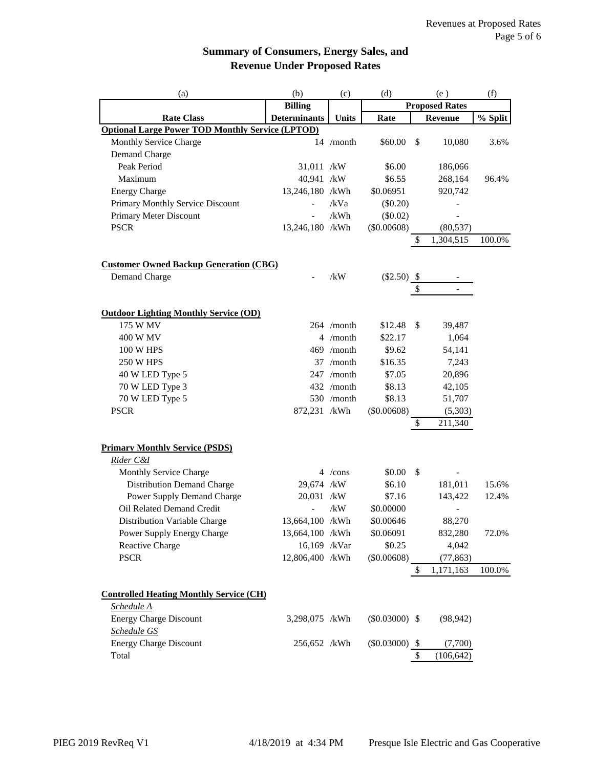# Summary of Consumers, Energy Sales, and Revenue Under Proposed Rates

| (a) | (b) | (c) | (d) | (e) | (f) |
|---|---|---|---|---|---|
| | Billing | | Proposed Rates | | |
| Rate Class | Determinants | Units | Rate | Revenue | % Split |
| **Optional Large Power TOD Monthly Service (LPTOD)** | | | | | |
| Monthly Service Charge | 14 | /month | $60.00 | $ 10,080 | 3.6% |
| Demand Charge | | | | | |
| Peak Period | 31,011 | /kW | $6.00 | 186,066 | |
| Maximum | 40,941 | /kW | $6.55 | 268,164 | 96.4% |
| Energy Charge | 13,246,180 | /kWh | $0.06951 | 920,742 | |
| Primary Monthly Service Discount | - | /kVa | ($0.20) | - | |
| Primary Meter Discount | - | /kWh | ($0.02) | - | |
| PSCR | 13,246,180 | /kWh | ($0.00608) | (80,537) | |
| | | | | $ 1,304,515 | 100.0% |
| **Customer Owned Backup Generation (CBG)** | | | | | |
| Demand Charge | - | /kW | ($2.50) | $ - | |
| | | | | $ - | |
| **Outdoor Lighting Monthly Service (OD)** | | | | | |
| 175 W MV | 264 | /month | $12.48 | $ 39,487 | |
| 400 W MV | 4 | /month | $22.17 | 1,064 | |
| 100 W HPS | 469 | /month | $9.62 | 54,141 | |
| 250 W HPS | 37 | /month | $16.35 | 7,243 | |
| 40 W LED Type 5 | 247 | /month | $7.05 | 20,896 | |
| 70 W LED Type 3 | 432 | /month | $8.13 | 42,105 | |
| 70 W LED Type 5 | 530 | /month | $8.13 | 51,707 | |
| PSCR | 872,231 | /kWh | ($0.00608) | (5,303) | |
| | | | | $ 211,340 | |
| **Primary Monthly Service (PSDS)** | | | | | |
| *Rider C&I* | | | | | |
| Monthly Service Charge | 4 | /cons | $0.00 | $ - | |
| Distribution Demand Charge | 29,674 | /kW | $6.10 | 181,011 | 15.6% |
| Power Supply Demand Charge | 20,031 | /kW | $7.16 | 143,422 | 12.4% |
| Oil Related Demand Credit | - | /kW | $0.00000 | - | |
| Distribution Variable Charge | 13,664,100 | /kWh | $0.00646 | 88,270 | |
| Power Supply Energy Charge | 13,664,100 | /kWh | $0.06091 | 832,280 | 72.0% |
| Reactive Charge | 16,169 | /kVar | $0.25 | 4,042 | |
| PSCR | 12,806,400 | /kWh | ($0.00608) | (77,863) | |
| | | | | $ 1,171,163 | 100.0% |
| **Controlled Heating Monthly Service (CH)** | | | | | |
| *Schedule A* | | | | | |
| Energy Charge Discount | 3,298,075 | /kWh | ($0.03000) | $ (98,942) | |
| *Schedule GS* | | | | | |
| Energy Charge Discount | 256,652 | /kWh | ($0.03000) | $ (7,700) | |
| Total | | | | $ (106,642) | |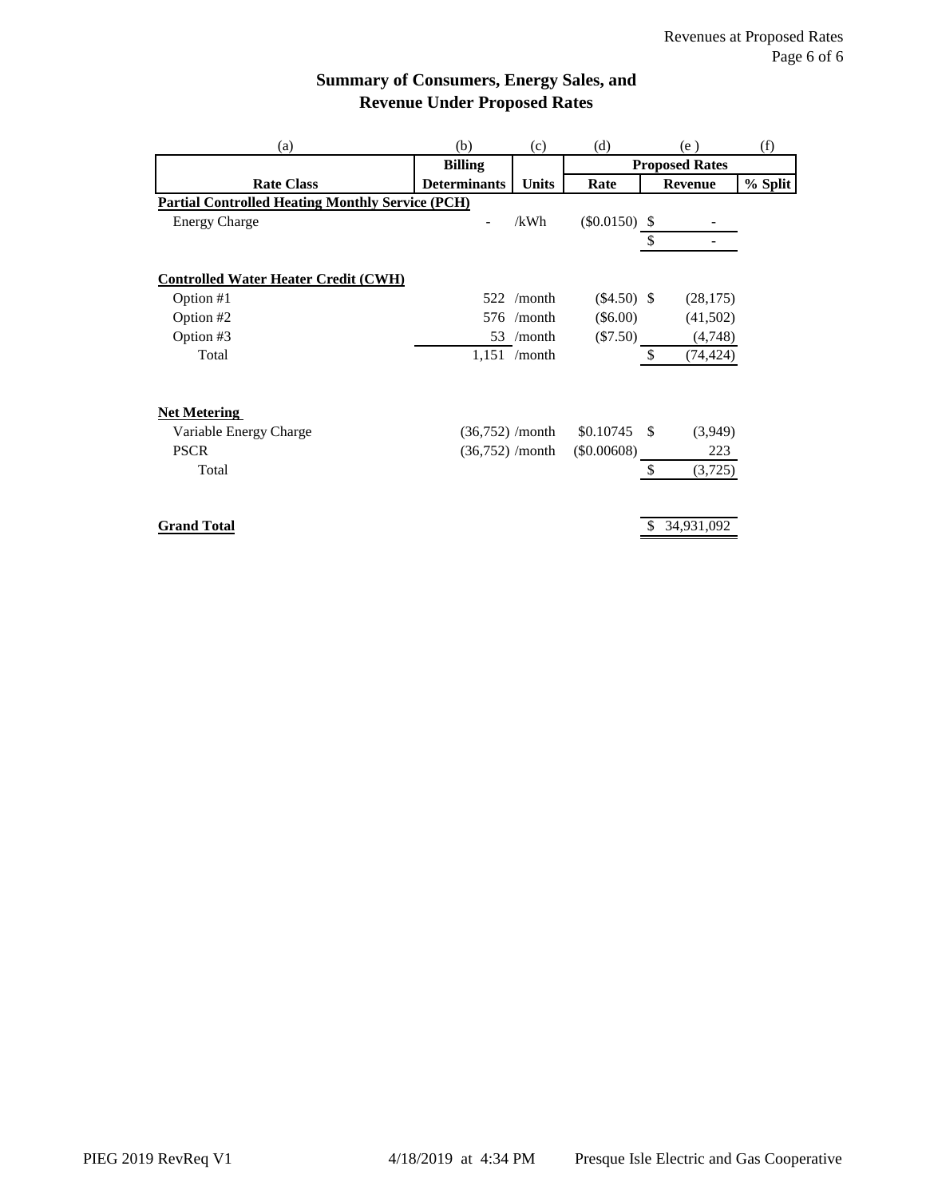## Summary of Consumers, Energy Sales, and Revenue Under Proposed Rates

| (a) | (b) | (c) | (d) | (e) | (f) |
|---|---|---|---|---|---|
| | Billing | | Proposed Rates | | |
| Rate Class | Determinants | Units | Rate | Revenue | % Split |
| **Partial Controlled Heating Monthly Service (PCH)** | | | | | |
| Energy Charge | - | /kWh | ($0.0150) | $ - | |
| | | | | $ - | |
| **Controlled Water Heater Credit (CWH)** | | | | | |
| Option #1 | 522 | /month | ($4.50) | $ (28,175) | |
| Option #2 | 576 | /month | ($6.00) | (41,502) | |
| Option #3 | 53 | /month | ($7.50) | (4,748) | |
| Total | 1,151 | /month | | $ (74,424) | |
| **Net Metering** | | | | | |
| Variable Energy Charge | (36,752) | /month | $0.10745 | $ (3,949) | |
| PSCR | (36,752) | /month | ($0.00608) | 223 | |
| Total | | | | $ (3,725) | |
| **Grand Total** | | | | $ 34,931,092 | |

PIEG 2019 RevReq V1 4/18/2019 at 4:34 PM Presque Isle Electric and Gas Cooperative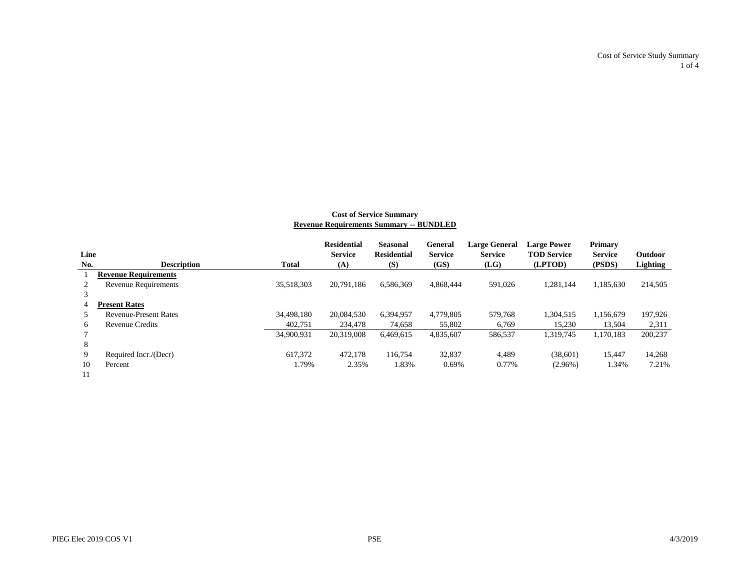Cost of Service Study Summary

## Cost of Service Summary

### Revenue Requirements Summary -- BUNDLED

| Line No. | Description | Total | Residential Service (A) | Seasonal Residential (S) | General Service (GS) | Large General Service (LG) | Large Power TOD Service (LPTOD) | Primary Service (PSDS) | Outdoor Lighting |
|---|---|---|---|---|---|---|---|---|---|
| 1 | **Revenue Requirements** | | | | | | | | |
| 2 | Revenue Requirements | 35,518,303 | 20,791,186 | 6,586,369 | 4,868,444 | 591,026 | 1,281,144 | 1,185,630 | 214,505 |
| 3 | | | | | | | | | |
| 4 | **Present Rates** | | | | | | | | |
| 5 | Revenue-Present Rates | 34,498,180 | 20,084,530 | 6,394,957 | 4,779,805 | 579,768 | 1,304,515 | 1,156,679 | 197,926 |
| 6 | Revenue Credits | 402,751 | 234,478 | 74,658 | 55,802 | 6,769 | 15,230 | 13,504 | 2,311 |
| 7 | | 34,900,931 | 20,319,008 | 6,469,615 | 4,835,607 | 586,537 | 1,319,745 | 1,170,183 | 200,237 |
| 8 | | | | | | | | | |
| 9 | Required Incr./(Decr) | 617,372 | 472,178 | 116,754 | 32,837 | 4,489 | (38,601) | 15,447 | 14,268 |
| 10 | Percent | 1.79% | 2.35% | 1.83% | 0.69% | 0.77% | (2.96%) | 1.34% | 7.21% |
| 11 | | | | | | | | | |

PIEG Elec 2019 COS V1 PSE 4/3/2019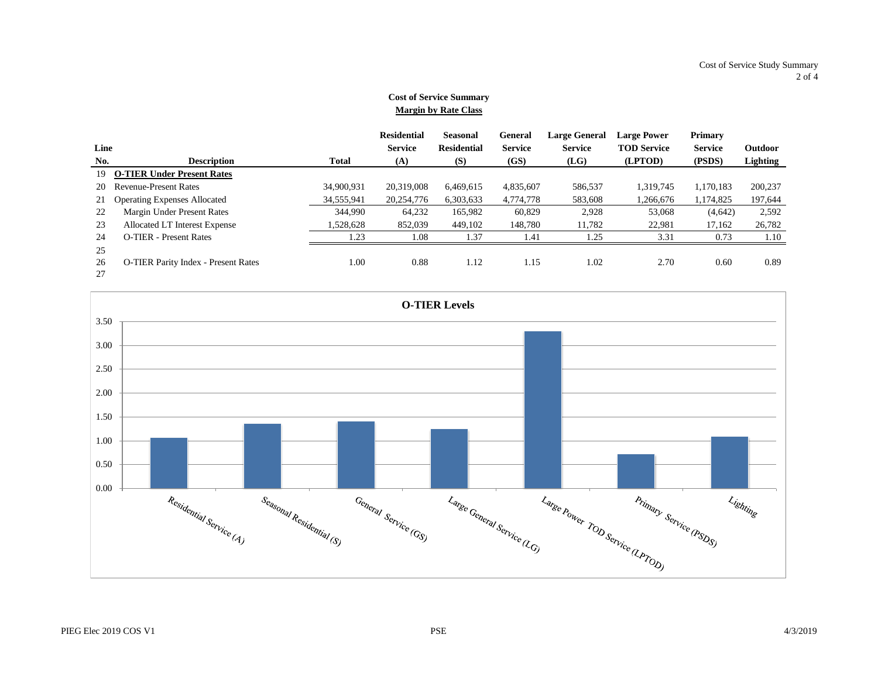## Cost of Service Summary
### Margin by Rate Class

| Line No. | Description | Total | Residential Service (A) | Seasonal Residential (S) | General Service (GS) | Large General Service (LG) | Large Power TOD Service (LPTOD) | Primary Service (PSDS) | Outdoor Lighting |
|---|---|---|---|---|---|---|---|---|---|
| 19 | **O-TIER Under Present Rates** | | | | | | | | |
| 20 | Revenue-Present Rates | 34,900,931 | 20,319,008 | 6,469,615 | 4,835,607 | 586,537 | 1,319,745 | 1,170,183 | 200,237 |
| 21 | Operating Expenses Allocated | 34,555,941 | 20,254,776 | 6,303,633 | 4,774,778 | 583,608 | 1,266,676 | 1,174,825 | 197,644 |
| 22 | Margin Under Present Rates | 344,990 | 64,232 | 165,982 | 60,829 | 2,928 | 53,068 | (4,642) | 2,592 |
| 23 | Allocated LT Interest Expense | 1,528,628 | 852,039 | 449,102 | 148,780 | 11,782 | 22,981 | 17,162 | 26,782 |
| 24 | O-TIER - Present Rates | 1.23 | 1.08 | 1.37 | 1.41 | 1.25 | 3.31 | 0.73 | 1.10 |
| 25 | | | | | | | | | |
| 26 | O-TIER Parity Index - Present Rates | 1.00 | 0.88 | 1.12 | 1.15 | 1.02 | 2.70 | 0.60 | 0.89 |
| 27 | | | | | | | | | |

**O-TIER Levels**

| Rate Class | O-TIER |
|---|---|
| Residential Service (A) | 1.08 |
| Seasonal Residential (S) | 1.37 |
| General Service (GS) | 1.41 |
| Large General Service (LG) | 1.25 |
| Large Power TOD Service (LPTOD) | 3.31 |
| Primary Service (PSDS) | 0.73 |
| Lighting | 1.10 |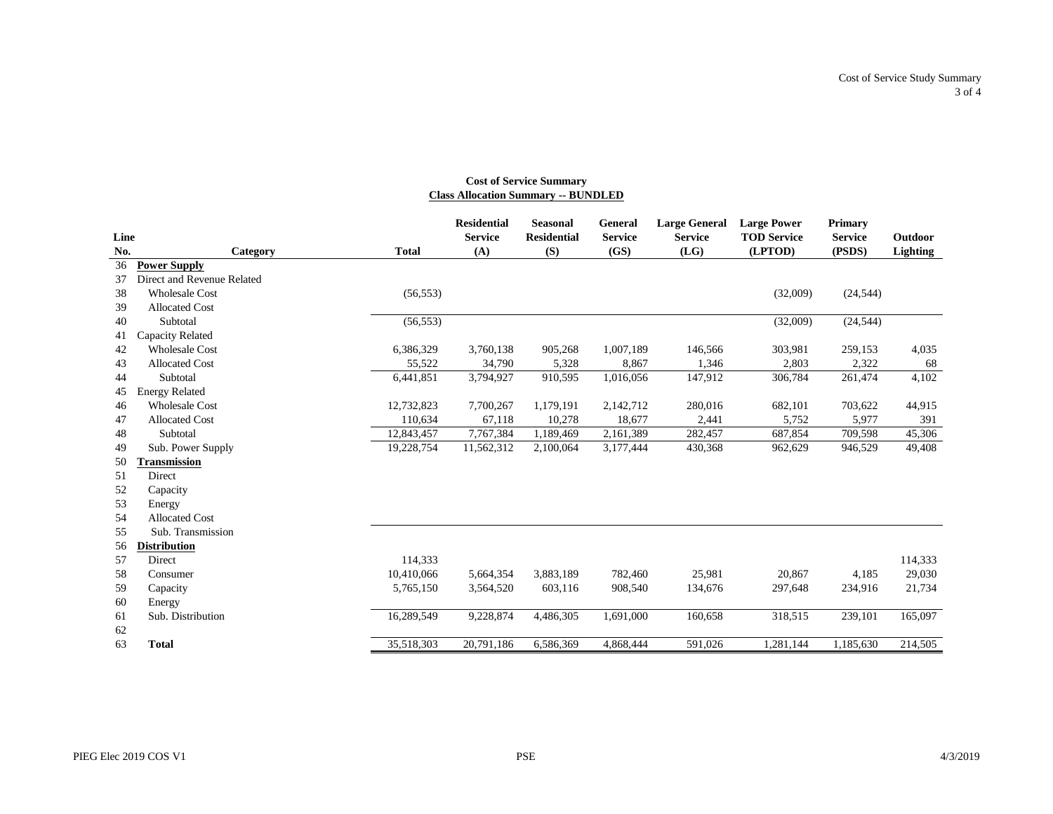## Cost of Service Summary

**Class Allocation Summary -- BUNDLED**

| Line No. | Category | Total | Residential Service (A) | Seasonal Residential (S) | General Service (GS) | Large General Service (LG) | Large Power TOD Service (LPTOD) | Primary Service (PSDS) | Outdoor Lighting |
|---|---|---|---|---|---|---|---|---|---|
| 36 | **Power Supply** | | | | | | | | |
| 37 | Direct and Revenue Related | | | | | | | | |
| 38 | Wholesale Cost | (56,553) | | | | | (32,009) | (24,544) | |
| 39 | Allocated Cost | | | | | | | | |
| 40 | Subtotal | (56,553) | | | | | (32,009) | (24,544) | |
| 41 | Capacity Related | | | | | | | | |
| 42 | Wholesale Cost | 6,386,329 | 3,760,138 | 905,268 | 1,007,189 | 146,566 | 303,981 | 259,153 | 4,035 |
| 43 | Allocated Cost | 55,522 | 34,790 | 5,328 | 8,867 | 1,346 | 2,803 | 2,322 | 68 |
| 44 | Subtotal | 6,441,851 | 3,794,927 | 910,595 | 1,016,056 | 147,912 | 306,784 | 261,474 | 4,102 |
| 45 | Energy Related | | | | | | | | |
| 46 | Wholesale Cost | 12,732,823 | 7,700,267 | 1,179,191 | 2,142,712 | 280,016 | 682,101 | 703,622 | 44,915 |
| 47 | Allocated Cost | 110,634 | 67,118 | 10,278 | 18,677 | 2,441 | 5,752 | 5,977 | 391 |
| 48 | Subtotal | 12,843,457 | 7,767,384 | 1,189,469 | 2,161,389 | 282,457 | 687,854 | 709,598 | 45,306 |
| 49 | Sub. Power Supply | 19,228,754 | 11,562,312 | 2,100,064 | 3,177,444 | 430,368 | 962,629 | 946,529 | 49,408 |
| 50 | **Transmission** | | | | | | | | |
| 51 | Direct | | | | | | | | |
| 52 | Capacity | | | | | | | | |
| 53 | Energy | | | | | | | | |
| 54 | Allocated Cost | | | | | | | | |
| 55 | Sub. Transmission | | | | | | | | |
| 56 | **Distribution** | | | | | | | | |
| 57 | Direct | 114,333 | | | | | | | 114,333 |
| 58 | Consumer | 10,410,066 | 5,664,354 | 3,883,189 | 782,460 | 25,981 | 20,867 | 4,185 | 29,030 |
| 59 | Capacity | 5,765,150 | 3,564,520 | 603,116 | 908,540 | 134,676 | 297,648 | 234,916 | 21,734 |
| 60 | Energy | | | | | | | | |
| 61 | Sub. Distribution | 16,289,549 | 9,228,874 | 4,486,305 | 1,691,000 | 160,658 | 318,515 | 239,101 | 165,097 |
| 62 | | | | | | | | | |
| 63 | **Total** | 35,518,303 | 20,791,186 | 6,586,369 | 4,868,444 | 591,026 | 1,281,144 | 1,185,630 | 214,505 |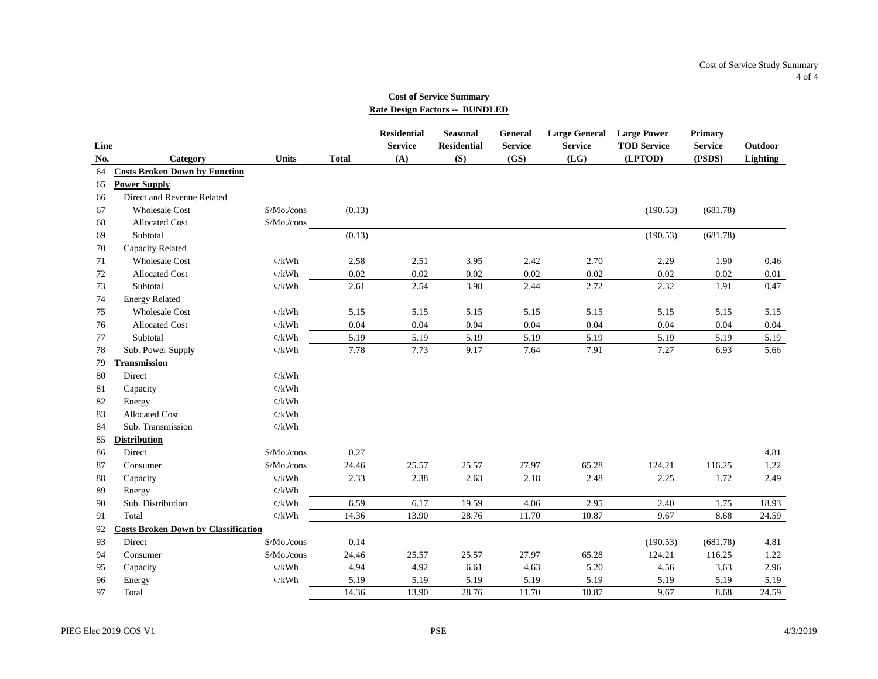## Cost of Service Summary

**Rate Design Factors -- BUNDLED**

| Line No. | Category | Units | Total | Residential Service (A) | Seasonal Residential (S) | General Service (GS) | Large General Service (LG) | Large Power TOD Service (LPTOD) | Primary Service (PSDS) | Outdoor Lighting |
|---|---|---|---|---|---|---|---|---|---|---|
| 64 | **Costs Broken Down by Function** | | | | | | | | | |
| 65 | **Power Supply** | | | | | | | | | |
| 66 | Direct and Revenue Related | | | | | | | | | |
| 67 | Wholesale Cost | $/Mo./cons | (0.13) | | | | | (190.53) | (681.78) | |
| 68 | Allocated Cost | $/Mo./cons | | | | | | | | |
| 69 | Subtotal | | (0.13) | | | | | (190.53) | (681.78) | |
| 70 | Capacity Related | | | | | | | | | |
| 71 | Wholesale Cost | ¢/kWh | 2.58 | 2.51 | 3.95 | 2.42 | 2.70 | 2.29 | 1.90 | 0.46 |
| 72 | Allocated Cost | ¢/kWh | 0.02 | 0.02 | 0.02 | 0.02 | 0.02 | 0.02 | 0.02 | 0.01 |
| 73 | Subtotal | ¢/kWh | 2.61 | 2.54 | 3.98 | 2.44 | 2.72 | 2.32 | 1.91 | 0.47 |
| 74 | Energy Related | | | | | | | | | |
| 75 | Wholesale Cost | ¢/kWh | 5.15 | 5.15 | 5.15 | 5.15 | 5.15 | 5.15 | 5.15 | 5.15 |
| 76 | Allocated Cost | ¢/kWh | 0.04 | 0.04 | 0.04 | 0.04 | 0.04 | 0.04 | 0.04 | 0.04 |
| 77 | Subtotal | ¢/kWh | 5.19 | 5.19 | 5.19 | 5.19 | 5.19 | 5.19 | 5.19 | 5.19 |
| 78 | Sub. Power Supply | ¢/kWh | 7.78 | 7.73 | 9.17 | 7.64 | 7.91 | 7.27 | 6.93 | 5.66 |
| 79 | **Transmission** | | | | | | | | | |
| 80 | Direct | ¢/kWh | | | | | | | | |
| 81 | Capacity | ¢/kWh | | | | | | | | |
| 82 | Energy | ¢/kWh | | | | | | | | |
| 83 | Allocated Cost | ¢/kWh | | | | | | | | |
| 84 | Sub. Transmission | ¢/kWh | | | | | | | | |
| 85 | **Distribution** | | | | | | | | | |
| 86 | Direct | $/Mo./cons | 0.27 | | | | | | | 4.81 |
| 87 | Consumer | $/Mo./cons | 24.46 | 25.57 | 25.57 | 27.97 | 65.28 | 124.21 | 116.25 | 1.22 |
| 88 | Capacity | ¢/kWh | 2.33 | 2.38 | 2.63 | 2.18 | 2.48 | 2.25 | 1.72 | 2.49 |
| 89 | Energy | ¢/kWh | | | | | | | | |
| 90 | Sub. Distribution | ¢/kWh | 6.59 | 6.17 | 19.59 | 4.06 | 2.95 | 2.40 | 1.75 | 18.93 |
| 91 | Total | ¢/kWh | 14.36 | 13.90 | 28.76 | 11.70 | 10.87 | 9.67 | 8.68 | 24.59 |
| 92 | **Costs Broken Down by Classification** | | | | | | | | | |
| 93 | Direct | $/Mo./cons | 0.14 | | | | | (190.53) | (681.78) | 4.81 |
| 94 | Consumer | $/Mo./cons | 24.46 | 25.57 | 25.57 | 27.97 | 65.28 | 124.21 | 116.25 | 1.22 |
| 95 | Capacity | ¢/kWh | 4.94 | 4.92 | 6.61 | 4.63 | 5.20 | 4.56 | 3.63 | 2.96 |
| 96 | Energy | ¢/kWh | 5.19 | 5.19 | 5.19 | 5.19 | 5.19 | 5.19 | 5.19 | 5.19 |
| 97 | Total | | 14.36 | 13.90 | 28.76 | 11.70 | 10.87 | 9.67 | 8.68 | 24.59 |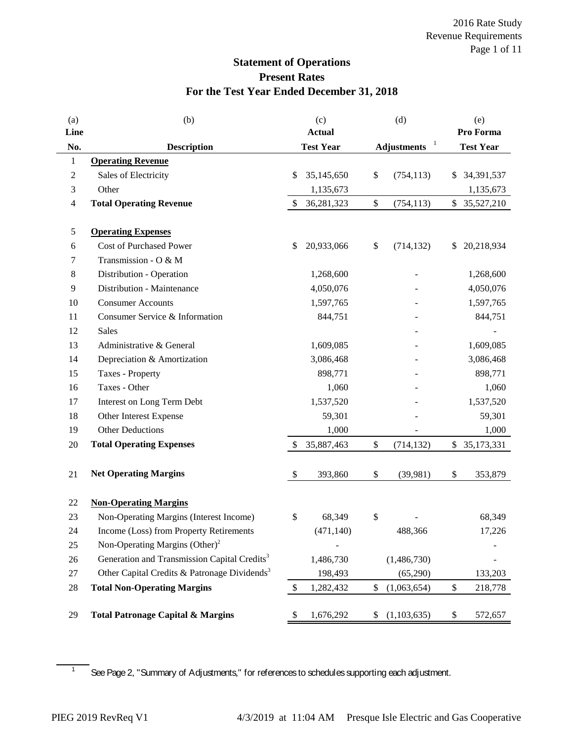2016 Rate Study
Revenue Requirements

# Statement of Operations
## Present Rates
## For the Test Year Ended December 31, 2018

| (a) Line No. | (b) Description | (c) Actual Test Year | (d) Adjustments [1] | (e) Pro Forma Test Year |
|---|---|---|---|---|
| 1 | **Operating Revenue** | | | |
| 2 | Sales of Electricity | $ 35,145,650 | $ (754,113) | $ 34,391,537 |
| 3 | Other | 1,135,673 | | 1,135,673 |
| 4 | **Total Operating Revenue** | $ 36,281,323 | $ (754,113) | $ 35,527,210 |
| 5 | **Operating Expenses** | | | |
| 6 | Cost of Purchased Power | $ 20,933,066 | $ (714,132) | $ 20,218,934 |
| 7 | Transmission - O & M | | | |
| 8 | Distribution - Operation | 1,268,600 | - | 1,268,600 |
| 9 | Distribution - Maintenance | 4,050,076 | - | 4,050,076 |
| 10 | Consumer Accounts | 1,597,765 | - | 1,597,765 |
| 11 | Consumer Service & Information | 844,751 | - | 844,751 |
| 12 | Sales | | - | - |
| 13 | Administrative & General | 1,609,085 | - | 1,609,085 |
| 14 | Depreciation & Amortization | 3,086,468 | - | 3,086,468 |
| 15 | Taxes - Property | 898,771 | - | 898,771 |
| 16 | Taxes - Other | 1,060 | - | 1,060 |
| 17 | Interest on Long Term Debt | 1,537,520 | - | 1,537,520 |
| 18 | Other Interest Expense | 59,301 | - | 59,301 |
| 19 | Other Deductions | 1,000 | - | 1,000 |
| 20 | **Total Operating Expenses** | $ 35,887,463 | $ (714,132) | $ 35,173,331 |
| 21 | **Net Operating Margins** | $ 393,860 | $ (39,981) | $ 353,879 |
| 22 | **Non-Operating Margins** | | | |
| 23 | Non-Operating Margins (Interest Income) | $ 68,349 | $ - | 68,349 |
| 24 | Income (Loss) from Property Retirements | (471,140) | 488,366 | 17,226 |
| 25 | Non-Operating Margins (Other)[2] | - | | - |
| 26 | Generation and Transmission Capital Credits[3] | 1,486,730 | (1,486,730) | - |
| 27 | Other Capital Credits & Patronage Dividends[3] | 198,493 | (65,290) | 133,203 |
| 28 | **Total Non-Operating Margins** | $ 1,282,432 | $ (1,063,654) | $ 218,778 |
| 29 | **Total Patronage Capital & Margins** | $ 1,676,292 | $ (1,103,635) | $ 572,657 |

[1] See Page 2, "Summary of Adjustments," for references to schedules supporting each adjustment.

PIEG 2019 RevReq V1 4/3/2019 at 11:04 AM Presque Isle Electric and Gas Cooperative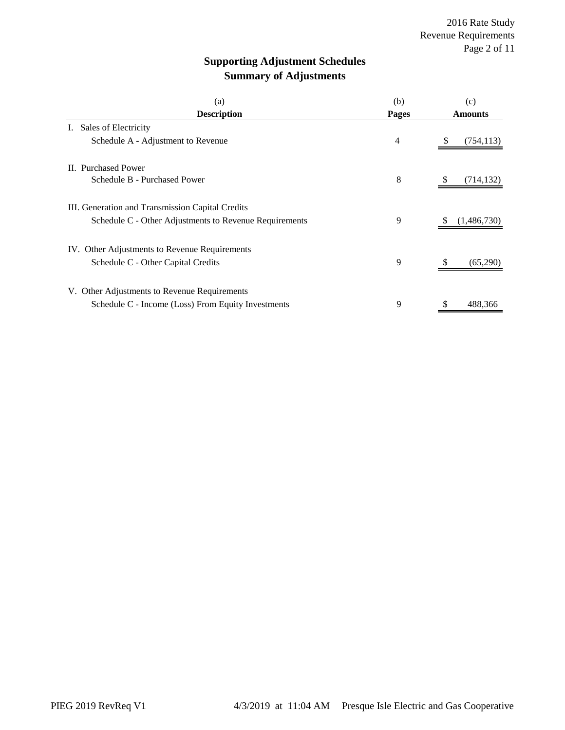## Supporting Adjustment Schedules
## Summary of Adjustments

| (a)<br>**Description** | (b)<br>**Pages** | (c)<br>**Amounts** |
|---|---|---|
| I. Sales of Electricity | | |
| Schedule A - Adjustment to Revenue | 4 | $ (754,113) |
| II. Purchased Power | | |
| Schedule B - Purchased Power | 8 | $ (714,132) |
| III. Generation and Transmission Capital Credits | | |
| Schedule C - Other Adjustments to Revenue Requirements | 9 | $ (1,486,730) |
| IV. Other Adjustments to Revenue Requirements | | |
| Schedule C - Other Capital Credits | 9 | $ (65,290) |
| V. Other Adjustments to Revenue Requirements | | |
| Schedule C - Income (Loss) From Equity Investments | 9 | $ 488,366 |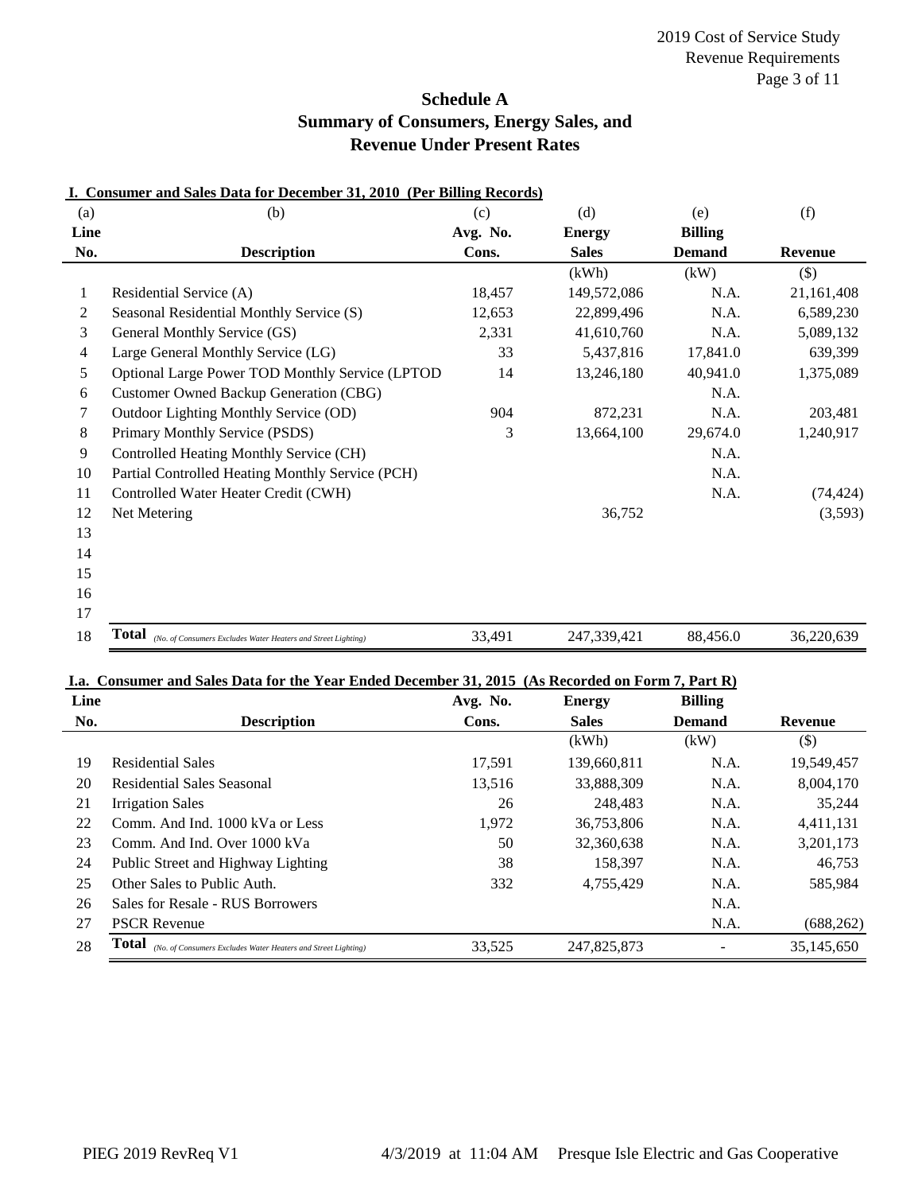# Schedule A
## Summary of Consumers, Energy Sales, and Revenue Under Present Rates

**I. Consumer and Sales Data for December 31, 2010 (Per Billing Records)**

| (a) Line No. | (b) Description | (c) Avg. No. Cons. | (d) Energy Sales | (e) Billing Demand | (f) Revenue |
|---|---|---|---|---|---|
| | | | (kWh) | (kW) | ($) |
| 1 | Residential Service (A) | 18,457 | 149,572,086 | N.A. | 21,161,408 |
| 2 | Seasonal Residential Monthly Service (S) | 12,653 | 22,899,496 | N.A. | 6,589,230 |
| 3 | General Monthly Service (GS) | 2,331 | 41,610,760 | N.A. | 5,089,132 |
| 4 | Large General Monthly Service (LG) | 33 | 5,437,816 | 17,841.0 | 639,399 |
| 5 | Optional Large Power TOD Monthly Service (LPTOD | 14 | 13,246,180 | 40,941.0 | 1,375,089 |
| 6 | Customer Owned Backup Generation (CBG) | | | N.A. | |
| 7 | Outdoor Lighting Monthly Service (OD) | 904 | 872,231 | N.A. | 203,481 |
| 8 | Primary Monthly Service (PSDS) | 3 | 13,664,100 | 29,674.0 | 1,240,917 |
| 9 | Controlled Heating Monthly Service (CH) | | | N.A. | |
| 10 | Partial Controlled Heating Monthly Service (PCH) | | | N.A. | |
| 11 | Controlled Water Heater Credit (CWH) | | | N.A. | (74,424) |
| 12 | Net Metering | | 36,752 | | (3,593) |
| 13 | | | | | |
| 14 | | | | | |
| 15 | | | | | |
| 16 | | | | | |
| 17 | | | | | |
| 18 | **Total** *(No. of Consumers Excludes Water Heaters and Street Lighting)* | 33,491 | 247,339,421 | 88,456.0 | 36,220,639 |

**I.a. Consumer and Sales Data for the Year Ended December 31, 2015 (As Recorded on Form 7, Part R)**

| Line No. | Description | Avg. No. Cons. | Energy Sales | Billing Demand | Revenue |
|---|---|---|---|---|---|
| | | | (kWh) | (kW) | ($) |
| 19 | Residential Sales | 17,591 | 139,660,811 | N.A. | 19,549,457 |
| 20 | Residential Sales Seasonal | 13,516 | 33,888,309 | N.A. | 8,004,170 |
| 21 | Irrigation Sales | 26 | 248,483 | N.A. | 35,244 |
| 22 | Comm. And Ind. 1000 kVa or Less | 1,972 | 36,753,806 | N.A. | 4,411,131 |
| 23 | Comm. And Ind. Over 1000 kVa | 50 | 32,360,638 | N.A. | 3,201,173 |
| 24 | Public Street and Highway Lighting | 38 | 158,397 | N.A. | 46,753 |
| 25 | Other Sales to Public Auth. | 332 | 4,755,429 | N.A. | 585,984 |
| 26 | Sales for Resale - RUS Borrowers | | | N.A. | |
| 27 | PSCR Revenue | | | N.A. | (688,262) |
| 28 | **Total** *(No. of Consumers Excludes Water Heaters and Street Lighting)* | 33,525 | 247,825,873 | - | 35,145,650 |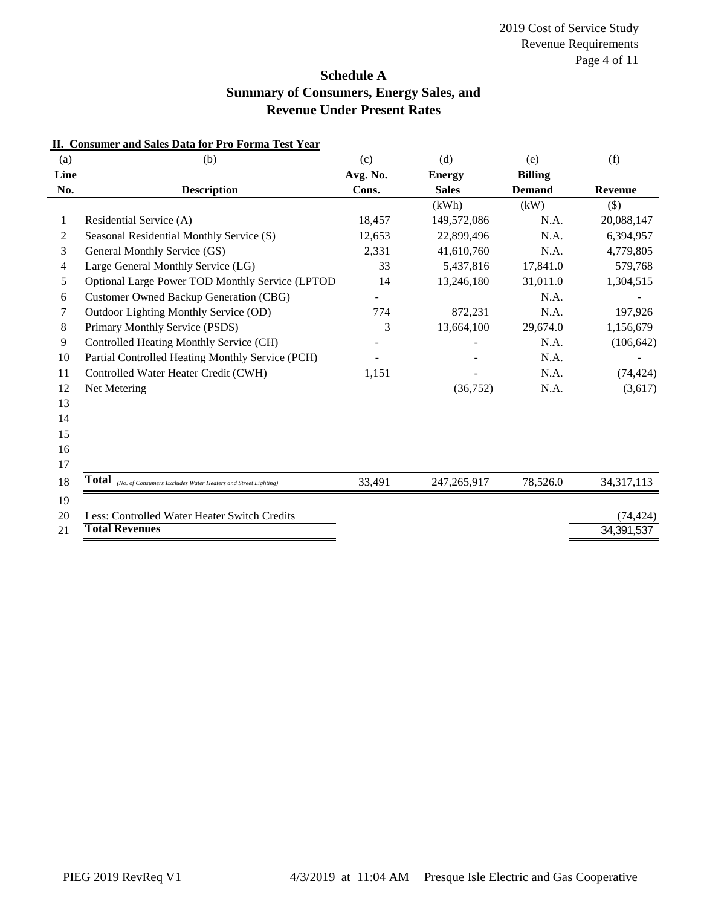# Schedule A
## Summary of Consumers, Energy Sales, and Revenue Under Present Rates

**II. Consumer and Sales Data for Pro Forma Test Year**

| (a) Line No. | (b) Description | (c) Avg. No. Cons. | (d) Energy Sales | (e) Billing Demand | (f) Revenue |
|---|---|---|---|---|---|
| | | | (kWh) | (kW) | ($) |
| 1 | Residential Service (A) | 18,457 | 149,572,086 | N.A. | 20,088,147 |
| 2 | Seasonal Residential Monthly Service (S) | 12,653 | 22,899,496 | N.A. | 6,394,957 |
| 3 | General Monthly Service (GS) | 2,331 | 41,610,760 | N.A. | 4,779,805 |
| 4 | Large General Monthly Service (LG) | 33 | 5,437,816 | 17,841.0 | 579,768 |
| 5 | Optional Large Power TOD Monthly Service (LPTOD | 14 | 13,246,180 | 31,011.0 | 1,304,515 |
| 6 | Customer Owned Backup Generation (CBG) | - | | N.A. | - |
| 7 | Outdoor Lighting Monthly Service (OD) | 774 | 872,231 | N.A. | 197,926 |
| 8 | Primary Monthly Service (PSDS) | 3 | 13,664,100 | 29,674.0 | 1,156,679 |
| 9 | Controlled Heating Monthly Service (CH) | - | - | N.A. | (106,642) |
| 10 | Partial Controlled Heating Monthly Service (PCH) | - | - | N.A. | - |
| 11 | Controlled Water Heater Credit (CWH) | 1,151 | - | N.A. | (74,424) |
| 12 | Net Metering | | (36,752) | N.A. | (3,617) |
| 13 | | | | | |
| 14 | | | | | |
| 15 | | | | | |
| 16 | | | | | |
| 17 | | | | | |
| 18 | **Total** *(No. of Consumers Excludes Water Heaters and Street Lighting)* | 33,491 | 247,265,917 | 78,526.0 | 34,317,113 |
| 19 | | | | | |
| 20 | Less: Controlled Water Heater Switch Credits | | | | (74,424) |
| 21 | **Total Revenues** | | | | 34,391,537 |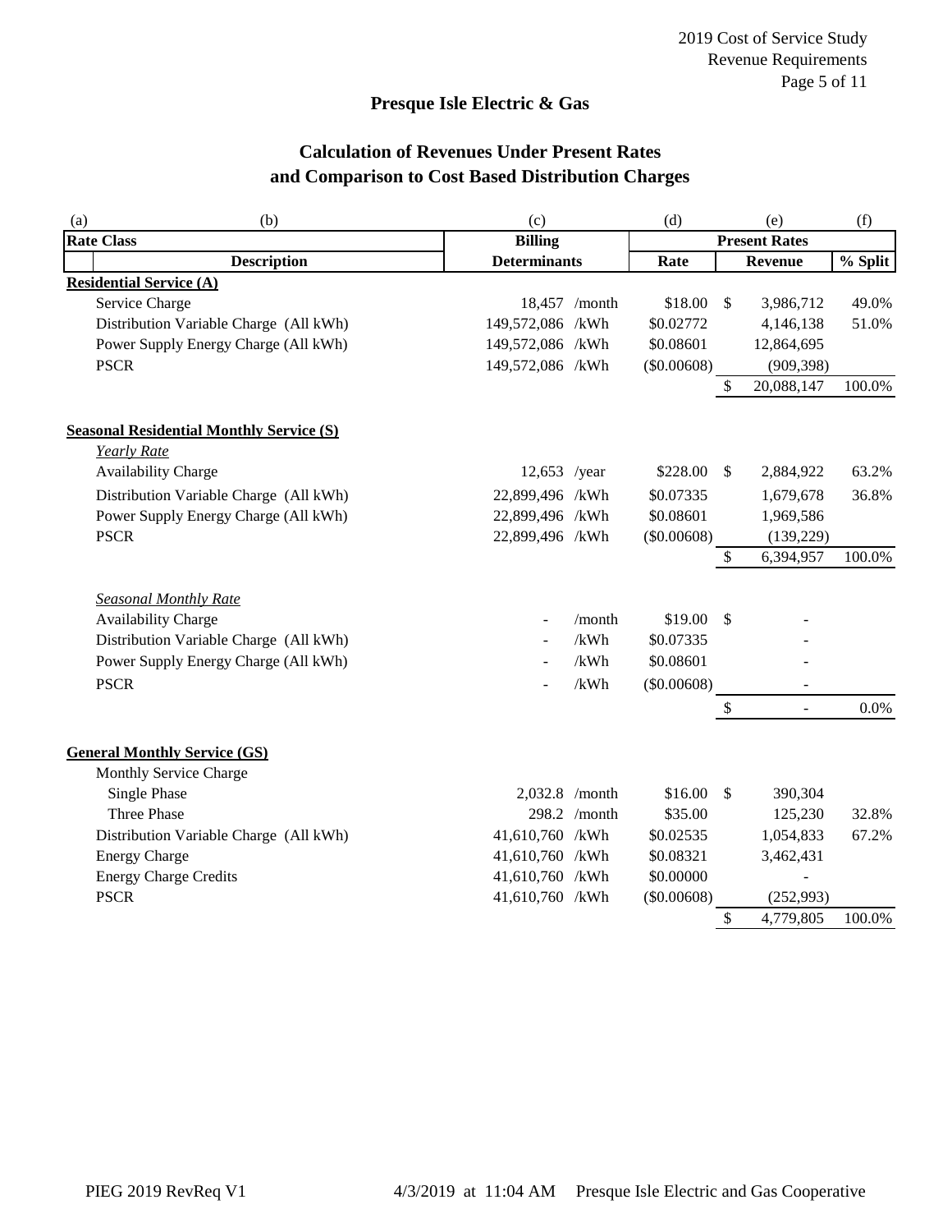## Presque Isle Electric & Gas

### Calculation of Revenues Under Present Rates and Comparison to Cost Based Distribution Charges

| (a) | (b) | (c) | | (d) | (e) | | (f) |
|---|---|---|---|---|---|---|---|
| **Rate Class** | | **Billing** | | **Present Rates** | | | |
| | **Description** | **Determinants** | | **Rate** | **Revenue** | | **% Split** |
| **Residential Service (A)** | | | | | | | |
| | Service Charge | 18,457 | /month | $18.00 | $ | 3,986,712 | 49.0% |
| | Distribution Variable Charge (All kWh) | 149,572,086 | /kWh | $0.02772 | | 4,146,138 | 51.0% |
| | Power Supply Energy Charge (All kWh) | 149,572,086 | /kWh | $0.08601 | | 12,864,695 | |
| | PSCR | 149,572,086 | /kWh | ($0.00608) | | (909,398) | |
| | | | | | $ | 20,088,147 | 100.0% |
| **Seasonal Residential Monthly Service (S)** | | | | | | | |
| | *Yearly Rate* | | | | | | |
| | Availability Charge | 12,653 | /year | $228.00 | $ | 2,884,922 | 63.2% |
| | Distribution Variable Charge (All kWh) | 22,899,496 | /kWh | $0.07335 | | 1,679,678 | 36.8% |
| | Power Supply Energy Charge (All kWh) | 22,899,496 | /kWh | $0.08601 | | 1,969,586 | |
| | PSCR | 22,899,496 | /kWh | ($0.00608) | | (139,229) | |
| | | | | | $ | 6,394,957 | 100.0% |
| | *Seasonal Monthly Rate* | | | | | | |
| | Availability Charge | - | /month | $19.00 | $ | - | |
| | Distribution Variable Charge (All kWh) | - | /kWh | $0.07335 | | - | |
| | Power Supply Energy Charge (All kWh) | - | /kWh | $0.08601 | | - | |
| | PSCR | - | /kWh | ($0.00608) | | - | |
| | | | | | $ | - | 0.0% |
| **General Monthly Service (GS)** | | | | | | | |
| | Monthly Service Charge | | | | | | |
| | Single Phase | 2,032.8 | /month | $16.00 | $ | 390,304 | |
| | Three Phase | 298.2 | /month | $35.00 | | 125,230 | 32.8% |
| | Distribution Variable Charge (All kWh) | 41,610,760 | /kWh | $0.02535 | | 1,054,833 | 67.2% |
| | Energy Charge | 41,610,760 | /kWh | $0.08321 | | 3,462,431 | |
| | Energy Charge Credits | 41,610,760 | /kWh | $0.00000 | | - | |
| | PSCR | 41,610,760 | /kWh | ($0.00608) | | (252,993) | |
| | | | | | $ | 4,779,805 | 100.0% |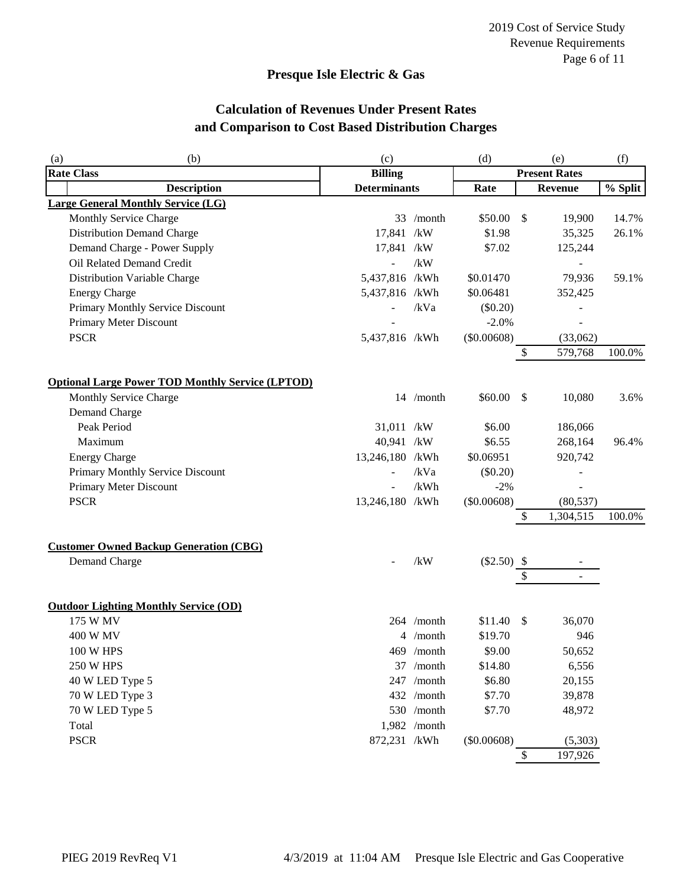## Presque Isle Electric & Gas

### Calculation of Revenues Under Present Rates and Comparison to Cost Based Distribution Charges

| (a) (b) | (c) | | (d) | (e) | (f) |
|---|---|---|---|---|---|
| **Rate Class** | **Billing** | | **Present Rates** | | |
| **Description** | **Determinants** | | **Rate** | **Revenue** | **% Split** |
| **Large General Monthly Service (LG)** | | | | | |
| Monthly Service Charge | 33 | /month | $50.00 | $ 19,900 | 14.7% |
| Distribution Demand Charge | 17,841 | /kW | $1.98 | 35,325 | 26.1% |
| Demand Charge - Power Supply | 17,841 | /kW | $7.02 | 125,244 | |
| Oil Related Demand Credit | - | /kW | | - | |
| Distribution Variable Charge | 5,437,816 | /kWh | $0.01470 | 79,936 | 59.1% |
| Energy Charge | 5,437,816 | /kWh | $0.06481 | 352,425 | |
| Primary Monthly Service Discount | - | /kVa | ($0.20) | - | |
| Primary Meter Discount | - | | -2.0% | - | |
| PSCR | 5,437,816 | /kWh | ($0.00608) | (33,062) | |
| | | | | $ 579,768 | 100.0% |
| **Optional Large Power TOD Monthly Service (LPTOD)** | | | | | |
| Monthly Service Charge | 14 | /month | $60.00 | $ 10,080 | 3.6% |
| Demand Charge | | | | | |
| Peak Period | 31,011 | /kW | $6.00 | 186,066 | |
| Maximum | 40,941 | /kW | $6.55 | 268,164 | 96.4% |
| Energy Charge | 13,246,180 | /kWh | $0.06951 | 920,742 | |
| Primary Monthly Service Discount | - | /kVa | ($0.20) | - | |
| Primary Meter Discount | - | /kWh | -2% | - | |
| PSCR | 13,246,180 | /kWh | ($0.00608) | (80,537) | |
| | | | | $ 1,304,515 | 100.0% |
| **Customer Owned Backup Generation (CBG)** | | | | | |
| Demand Charge | - | /kW | ($2.50) | $ - | |
| | | | | $ - | |
| **Outdoor Lighting Monthly Service (OD)** | | | | | |
| 175 W MV | 264 | /month | $11.40 | $ 36,070 | |
| 400 W MV | 4 | /month | $19.70 | 946 | |
| 100 W HPS | 469 | /month | $9.00 | 50,652 | |
| 250 W HPS | 37 | /month | $14.80 | 6,556 | |
| 40 W LED Type 5 | 247 | /month | $6.80 | 20,155 | |
| 70 W LED Type 3 | 432 | /month | $7.70 | 39,878 | |
| 70 W LED Type 5 | 530 | /month | $7.70 | 48,972 | |
| Total | 1,982 | /month | | | |
| PSCR | 872,231 | /kWh | ($0.00608) | (5,303) | |
| | | | | $ 197,926 | |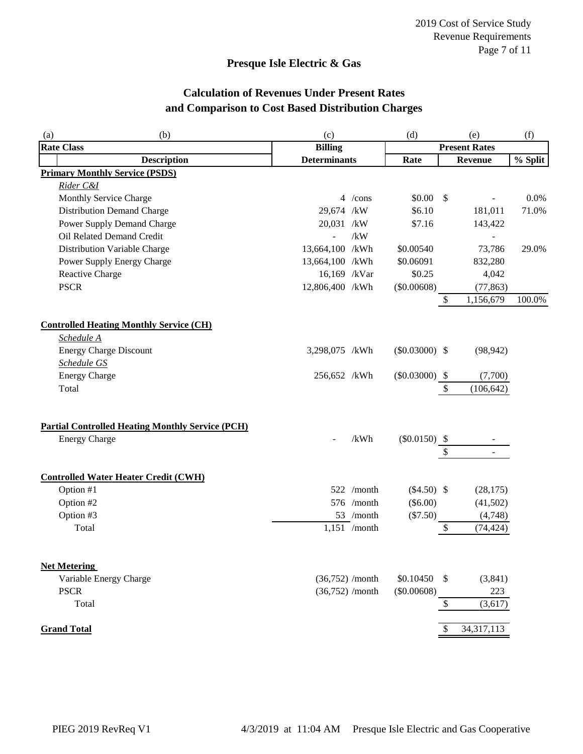## Presque Isle Electric & Gas

### Calculation of Revenues Under Present Rates and Comparison to Cost Based Distribution Charges

| (a) | (b) | (c) | | (d) | (e) | | (f) |
|---|---|---|---|---|---|---|---|
| **Rate Class** | | **Billing** | | **Present Rates** | | | |
| | **Description** | **Determinants** | | **Rate** | | **Revenue** | **% Split** |
| **Primary Monthly Service (PSDS)** | | | | | | | |
| | *Rider C&I* | | | | | | |
| | Monthly Service Charge | 4 | /cons | $0.00 | $ | - | 0.0% |
| | Distribution Demand Charge | 29,674 | /kW | $6.10 | | 181,011 | 71.0% |
| | Power Supply Demand Charge | 20,031 | /kW | $7.16 | | 143,422 | |
| | Oil Related Demand Credit | - | /kW | | | - | |
| | Distribution Variable Charge | 13,664,100 | /kWh | $0.00540 | | 73,786 | 29.0% |
| | Power Supply Energy Charge | 13,664,100 | /kWh | $0.06091 | | 832,280 | |
| | Reactive Charge | 16,169 | /kVar | $0.25 | | 4,042 | |
| | PSCR | 12,806,400 | /kWh | ($0.00608) | | (77,863) | |
| | | | | | $ | 1,156,679 | 100.0% |
| **Controlled Heating Monthly Service (CH)** | | | | | | | |
| | *Schedule A* | | | | | | |
| | Energy Charge Discount | 3,298,075 | /kWh | ($0.03000) | $ | (98,942) | |
| | *Schedule GS* | | | | | | |
| | Energy Charge | 256,652 | /kWh | ($0.03000) | $ | (7,700) | |
| | Total | | | | $ | (106,642) | |
| **Partial Controlled Heating Monthly Service (PCH)** | | | | | | | |
| | Energy Charge | - | /kWh | ($0.0150) | $ | - | |
| | | | | | $ | - | |
| **Controlled Water Heater Credit (CWH)** | | | | | | | |
| | Option #1 | 522 | /month | ($4.50) | $ | (28,175) | |
| | Option #2 | 576 | /month | ($6.00) | | (41,502) | |
| | Option #3 | 53 | /month | ($7.50) | | (4,748) | |
| | Total | 1,151 | /month | | $ | (74,424) | |
| **Net Metering** | | | | | | | |
| | Variable Energy Charge | (36,752) | /month | $0.10450 | $ | (3,841) | |
| | PSCR | (36,752) | /month | ($0.00608) | | 223 | |
| | Total | | | | $ | (3,617) | |
| **Grand Total** | | | | | $ | 34,317,113 | |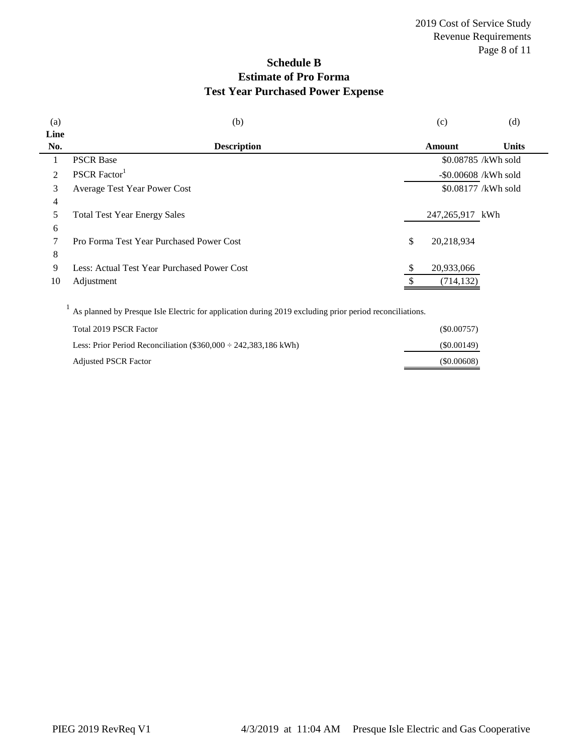## Schedule B
## Estimate of Pro Forma
## Test Year Purchased Power Expense

| (a) Line No. | (b) Description | (c) Amount | (d) Units |
|---|---|---|---|
| 1 | PSCR Base | $0.08785 | /kWh sold |
| 2 | PSCR Factor[1] | -$0.00608 | /kWh sold |
| 3 | Average Test Year Power Cost | $0.08177 | /kWh sold |
| 4 | | | |
| 5 | Total Test Year Energy Sales | 247,265,917 | kWh |
| 6 | | | |
| 7 | Pro Forma Test Year Purchased Power Cost | $ 20,218,934 | |
| 8 | | | |
| 9 | Less: Actual Test Year Purchased Power Cost | $ 20,933,066 | |
| 10 | Adjustment | $ (714,132) | |

[1] As planned by Presque Isle Electric for application during 2019 excluding prior period reconciliations.

| | |
|---|---|
| Total 2019 PSCR Factor | ($0.00757) |
| Less: Prior Period Reconciliation ($360,000 ÷ 242,383,186 kWh) | ($0.00149) |
| Adjusted PSCR Factor | ($0.00608) |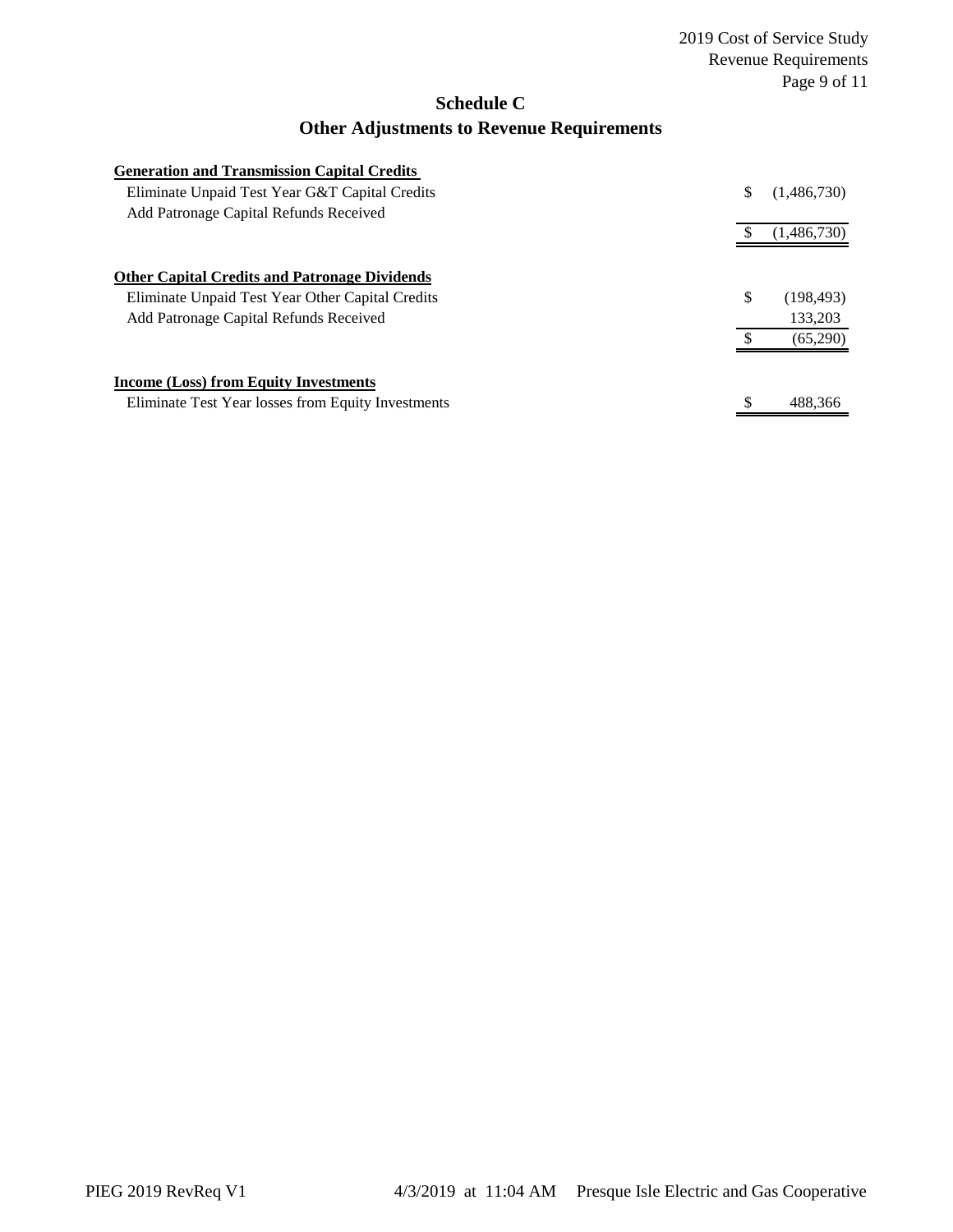## Schedule C
## Other Adjustments to Revenue Requirements

| | | |
|---|---|---|
| **Generation and Transmission Capital Credits** | | |
| Eliminate Unpaid Test Year G&T Capital Credits | $ | (1,486,730) |
| Add Patronage Capital Refunds Received | | |
| | $ | (1,486,730) |
| | | |
| **Other Capital Credits and Patronage Dividends** | | |
| Eliminate Unpaid Test Year Other Capital Credits | $ | (198,493) |
| Add Patronage Capital Refunds Received | | 133,203 |
| | $ | (65,290) |
| | | |
| **Income (Loss) from Equity Investments** | | |
| Eliminate Test Year losses from Equity Investments | $ | 488,366 |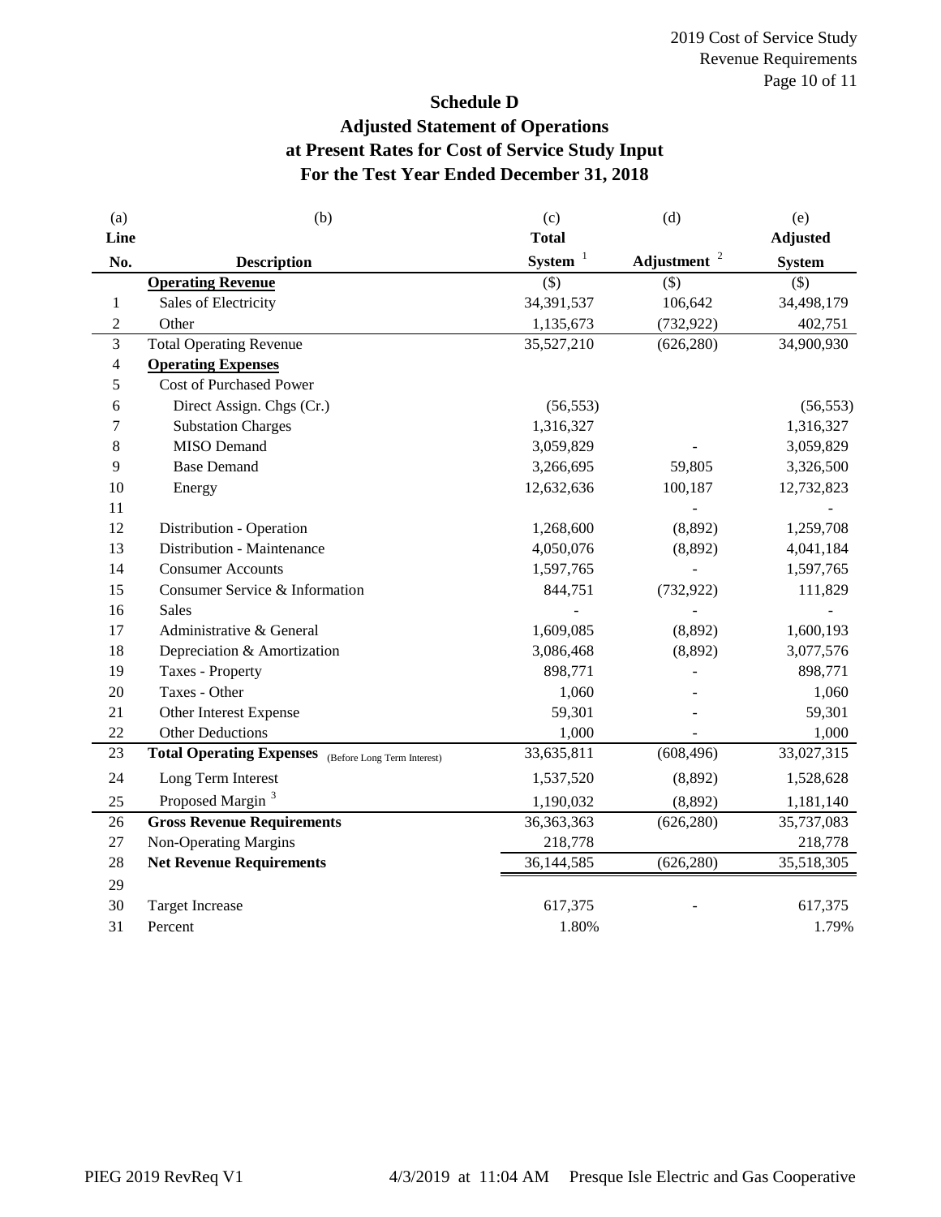# Schedule D

## Adjusted Statement of Operations at Present Rates for Cost of Service Study Input For the Test Year Ended December 31, 2018

| (a) Line No. | (b) Description | (c) Total System [1] | (d) Adjustment [2] | (e) Adjusted System |
|---|---|---|---|---|
| | **Operating Revenue** | ($) | ($) | ($) |
| 1 | Sales of Electricity | 34,391,537 | 106,642 | 34,498,179 |
| 2 | Other | 1,135,673 | (732,922) | 402,751 |
| 3 | Total Operating Revenue | 35,527,210 | (626,280) | 34,900,930 |
| 4 | **Operating Expenses** | | | |
| 5 | Cost of Purchased Power | | | |
| 6 | Direct Assign. Chgs (Cr.) | (56,553) | | (56,553) |
| 7 | Substation Charges | 1,316,327 | | 1,316,327 |
| 8 | MISO Demand | 3,059,829 | - | 3,059,829 |
| 9 | Base Demand | 3,266,695 | 59,805 | 3,326,500 |
| 10 | Energy | 12,632,636 | 100,187 | 12,732,823 |
| 11 | | | - | - |
| 12 | Distribution - Operation | 1,268,600 | (8,892) | 1,259,708 |
| 13 | Distribution - Maintenance | 4,050,076 | (8,892) | 4,041,184 |
| 14 | Consumer Accounts | 1,597,765 | - | 1,597,765 |
| 15 | Consumer Service & Information | 844,751 | (732,922) | 111,829 |
| 16 | Sales | - | - | - |
| 17 | Administrative & General | 1,609,085 | (8,892) | 1,600,193 |
| 18 | Depreciation & Amortization | 3,086,468 | (8,892) | 3,077,576 |
| 19 | Taxes - Property | 898,771 | - | 898,771 |
| 20 | Taxes - Other | 1,060 | - | 1,060 |
| 21 | Other Interest Expense | 59,301 | - | 59,301 |
| 22 | Other Deductions | 1,000 | - | 1,000 |
| 23 | **Total Operating Expenses** (Before Long Term Interest) | 33,635,811 | (608,496) | 33,027,315 |
| 24 | Long Term Interest | 1,537,520 | (8,892) | 1,528,628 |
| 25 | Proposed Margin [3] | 1,190,032 | (8,892) | 1,181,140 |
| 26 | **Gross Revenue Requirements** | 36,363,363 | (626,280) | 35,737,083 |
| 27 | Non-Operating Margins | 218,778 | | 218,778 |
| 28 | **Net Revenue Requirements** | 36,144,585 | (626,280) | 35,518,305 |
| 29 | | | | |
| 30 | Target Increase | 617,375 | - | 617,375 |
| 31 | Percent | 1.80% | | 1.79% |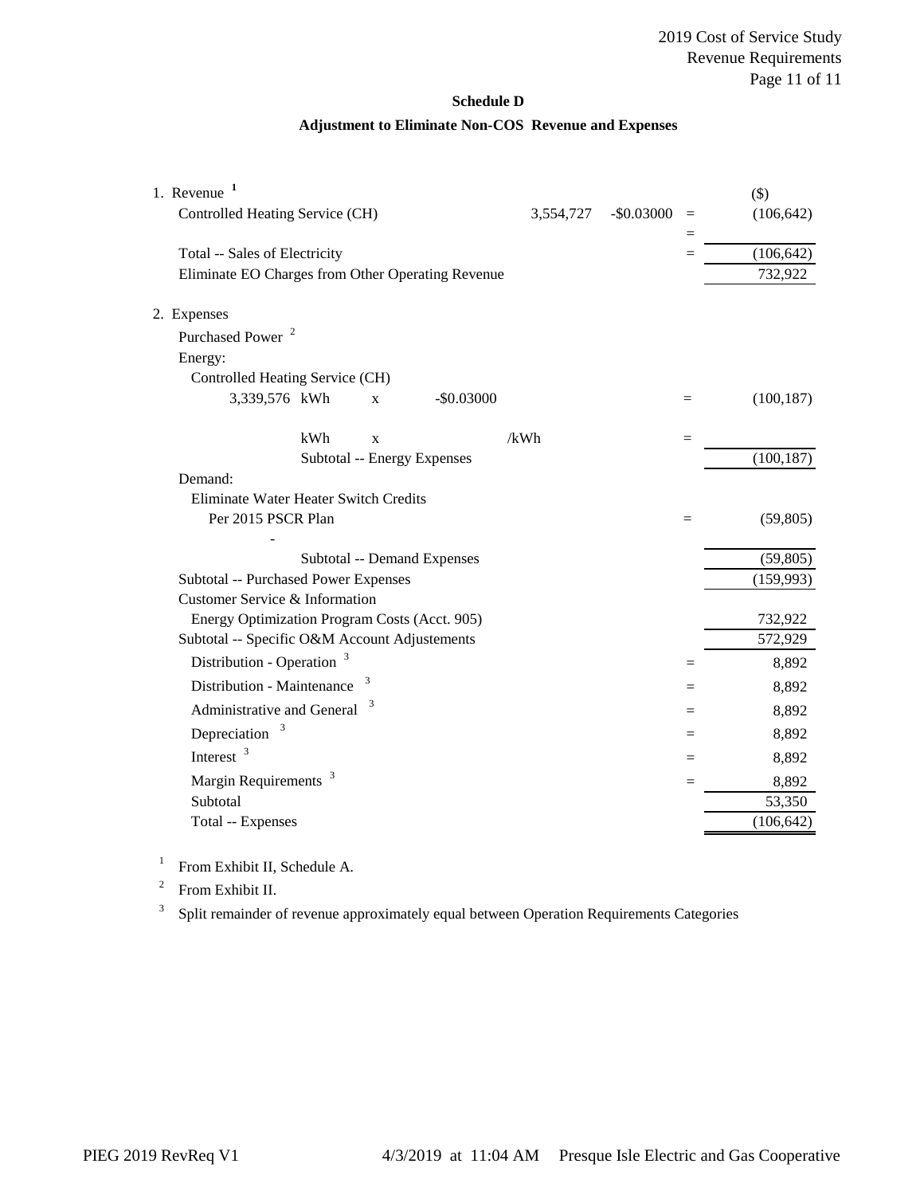### Schedule D

### Adjustment to Eliminate Non-COS Revenue and Expenses

| | | | | | |
|---|---|---|---|---|---|
| 1. Revenue [1] | | | | | ($) |
| Controlled Heating Service (CH) | | 3,554,727 | -$0.03000 | = | (106,642) |
| | | | | = | |
| Total -- Sales of Electricity | | | | = | (106,642) |
| Eliminate EO Charges from Other Operating Revenue | | | | | 732,922 |
| | | | | | |
| 2. Expenses | | | | | |
| Purchased Power [2] | | | | | |
| Energy: | | | | | |
| Controlled Heating Service (CH) | | | | | |
| 3,339,576 kWh x | -$0.03000 | | | = | (100,187) |
| kWh x | /kWh | | | = | |
| Subtotal -- Energy Expenses | | | | | (100,187) |
| Demand: | | | | | |
| Eliminate Water Heater Switch Credits | | | | | |
| Per 2015 PSCR Plan | | | | = | (59,805) |
| - | | | | | |
| Subtotal -- Demand Expenses | | | | | (59,805) |
| Subtotal -- Purchased Power Expenses | | | | | (159,993) |
| Customer Service & Information | | | | | |
| Energy Optimization Program Costs (Acct. 905) | | | | | 732,922 |
| Subtotal -- Specific O&M Account Adjustements | | | | | 572,929 |
| Distribution - Operation [3] | | | | = | 8,892 |
| Distribution - Maintenance [3] | | | | = | 8,892 |
| Administrative and General [3] | | | | = | 8,892 |
| Depreciation [3] | | | | = | 8,892 |
| Interest [3] | | | | = | 8,892 |
| Margin Requirements [3] | | | | = | 8,892 |
| Subtotal | | | | | 53,350 |
| Total -- Expenses | | | | | (106,642) |

[1] From Exhibit II, Schedule A.

[2] From Exhibit II.

[3] Split remainder of revenue approximately equal between Operation Requirements Categories